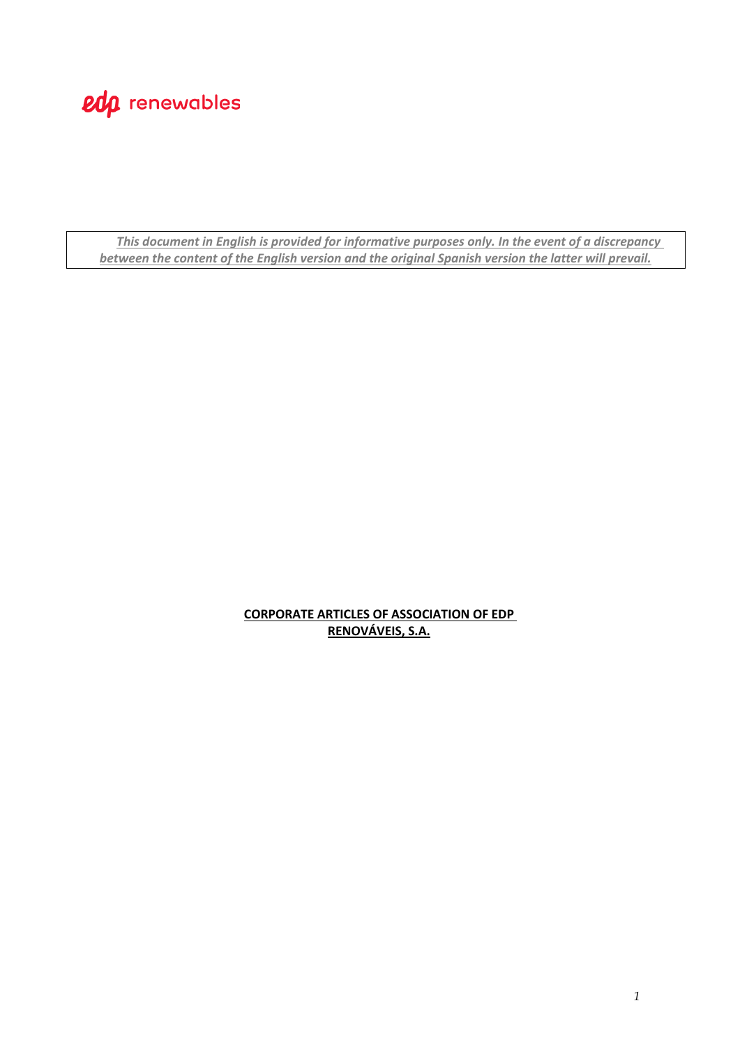edp renewables

***This document in English is provided for informative purposes only. In the event of a discrepancy between the content of the English version and the original Spanish version the latter will prevail.***

**CORPORATE ARTICLES OF ASSOCIATION OF EDP RENOVÁVEIS, S.A.**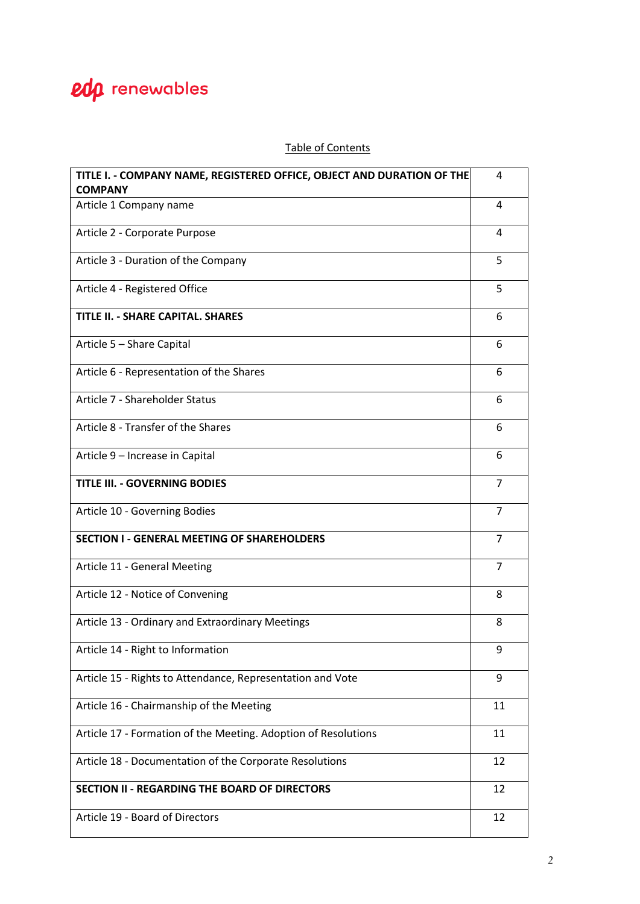edp renewables

Table of Contents

| TITLE I. - COMPANY NAME, REGISTERED OFFICE, OBJECT AND DURATION OF THE COMPANY | 4 |
|---|---|
| Article 1 Company name | 4 |
| Article 2 - Corporate Purpose | 4 |
| Article 3 - Duration of the Company | 5 |
| Article 4 - Registered Office | 5 |
| **TITLE II. - SHARE CAPITAL. SHARES** | 6 |
| Article 5 – Share Capital | 6 |
| Article 6 - Representation of the Shares | 6 |
| Article 7 - Shareholder Status | 6 |
| Article 8 - Transfer of the Shares | 6 |
| Article 9 – Increase in Capital | 6 |
| **TITLE III. - GOVERNING BODIES** | 7 |
| Article 10 - Governing Bodies | 7 |
| **SECTION I - GENERAL MEETING OF SHAREHOLDERS** | 7 |
| Article 11 - General Meeting | 7 |
| Article 12 - Notice of Convening | 8 |
| Article 13 - Ordinary and Extraordinary Meetings | 8 |
| Article 14 - Right to Information | 9 |
| Article 15 - Rights to Attendance, Representation and Vote | 9 |
| Article 16 - Chairmanship of the Meeting | 11 |
| Article 17 - Formation of the Meeting. Adoption of Resolutions | 11 |
| Article 18 - Documentation of the Corporate Resolutions | 12 |
| **SECTION II - REGARDING THE BOARD OF DIRECTORS** | 12 |
| Article 19 - Board of Directors | 12 |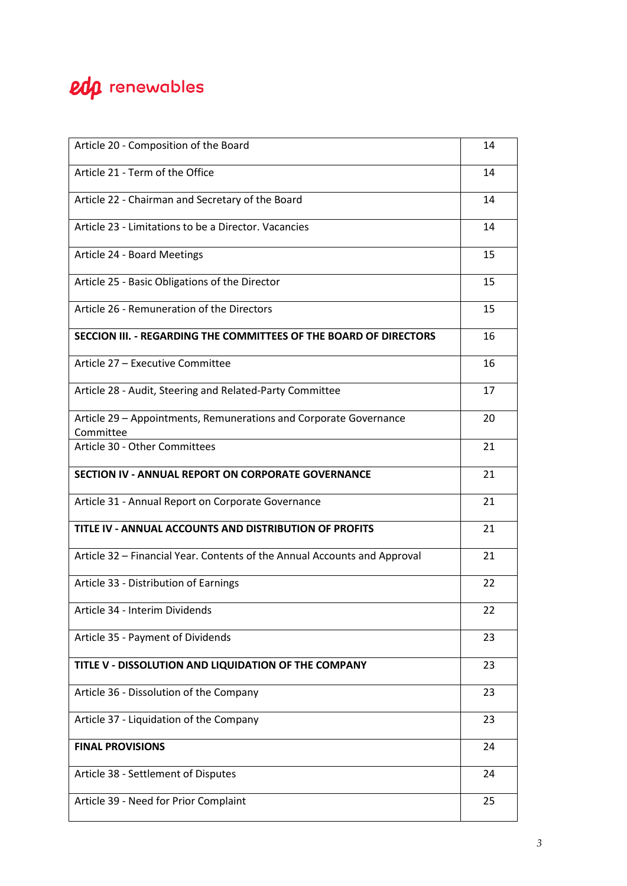| | |
|---|---|
| Article 20 - Composition of the Board | 14 |
| Article 21 - Term of the Office | 14 |
| Article 22 - Chairman and Secretary of the Board | 14 |
| Article 23 - Limitations to be a Director. Vacancies | 14 |
| Article 24 - Board Meetings | 15 |
| Article 25 - Basic Obligations of the Director | 15 |
| Article 26 - Remuneration of the Directors | 15 |
| **SECCION III. - REGARDING THE COMMITTEES OF THE BOARD OF DIRECTORS** | 16 |
| Article 27 – Executive Committee | 16 |
| Article 28 - Audit, Steering and Related-Party Committee | 17 |
| Article 29 – Appointments, Remunerations and Corporate Governance Committee | 20 |
| Article 30 - Other Committees | 21 |
| **SECTION IV - ANNUAL REPORT ON CORPORATE GOVERNANCE** | 21 |
| Article 31 - Annual Report on Corporate Governance | 21 |
| **TITLE IV - ANNUAL ACCOUNTS AND DISTRIBUTION OF PROFITS** | 21 |
| Article 32 – Financial Year. Contents of the Annual Accounts and Approval | 21 |
| Article 33 - Distribution of Earnings | 22 |
| Article 34 - Interim Dividends | 22 |
| Article 35 - Payment of Dividends | 23 |
| **TITLE V - DISSOLUTION AND LIQUIDATION OF THE COMPANY** | 23 |
| Article 36 - Dissolution of the Company | 23 |
| Article 37 - Liquidation of the Company | 23 |
| **FINAL PROVISIONS** | 24 |
| Article 38 - Settlement of Disputes | 24 |
| Article 39 - Need for Prior Complaint | 25 |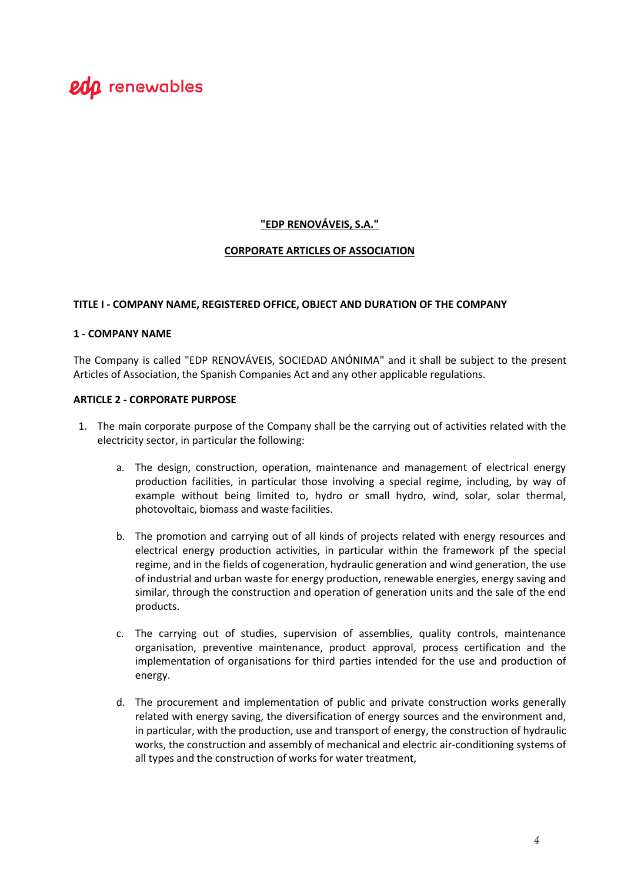edp renewables

**"EDP RENOVÁVEIS, S.A."**

**CORPORATE ARTICLES OF ASSOCIATION**

## TITLE I - COMPANY NAME, REGISTERED OFFICE, OBJECT AND DURATION OF THE COMPANY

### 1 - COMPANY NAME

The Company is called "EDP RENOVÁVEIS, SOCIEDAD ANÓNIMA" and it shall be subject to the present Articles of Association, the Spanish Companies Act and any other applicable regulations.

### ARTICLE 2 - CORPORATE PURPOSE

1. The main corporate purpose of the Company shall be the carrying out of activities related with the electricity sector, in particular the following:

    a. The design, construction, operation, maintenance and management of electrical energy production facilities, in particular those involving a special regime, including, by way of example without being limited to, hydro or small hydro, wind, solar, solar thermal, photovoltaic, biomass and waste facilities.

    b. The promotion and carrying out of all kinds of projects related with energy resources and electrical energy production activities, in particular within the framework pf the special regime, and in the fields of cogeneration, hydraulic generation and wind generation, the use of industrial and urban waste for energy production, renewable energies, energy saving and similar, through the construction and operation of generation units and the sale of the end products.

    c. The carrying out of studies, supervision of assemblies, quality controls, maintenance organisation, preventive maintenance, product approval, process certification and the implementation of organisations for third parties intended for the use and production of energy.

    d. The procurement and implementation of public and private construction works generally related with energy saving, the diversification of energy sources and the environment and, in particular, with the production, use and transport of energy, the construction of hydraulic works, the construction and assembly of mechanical and electric air-conditioning systems of all types and the construction of works for water treatment,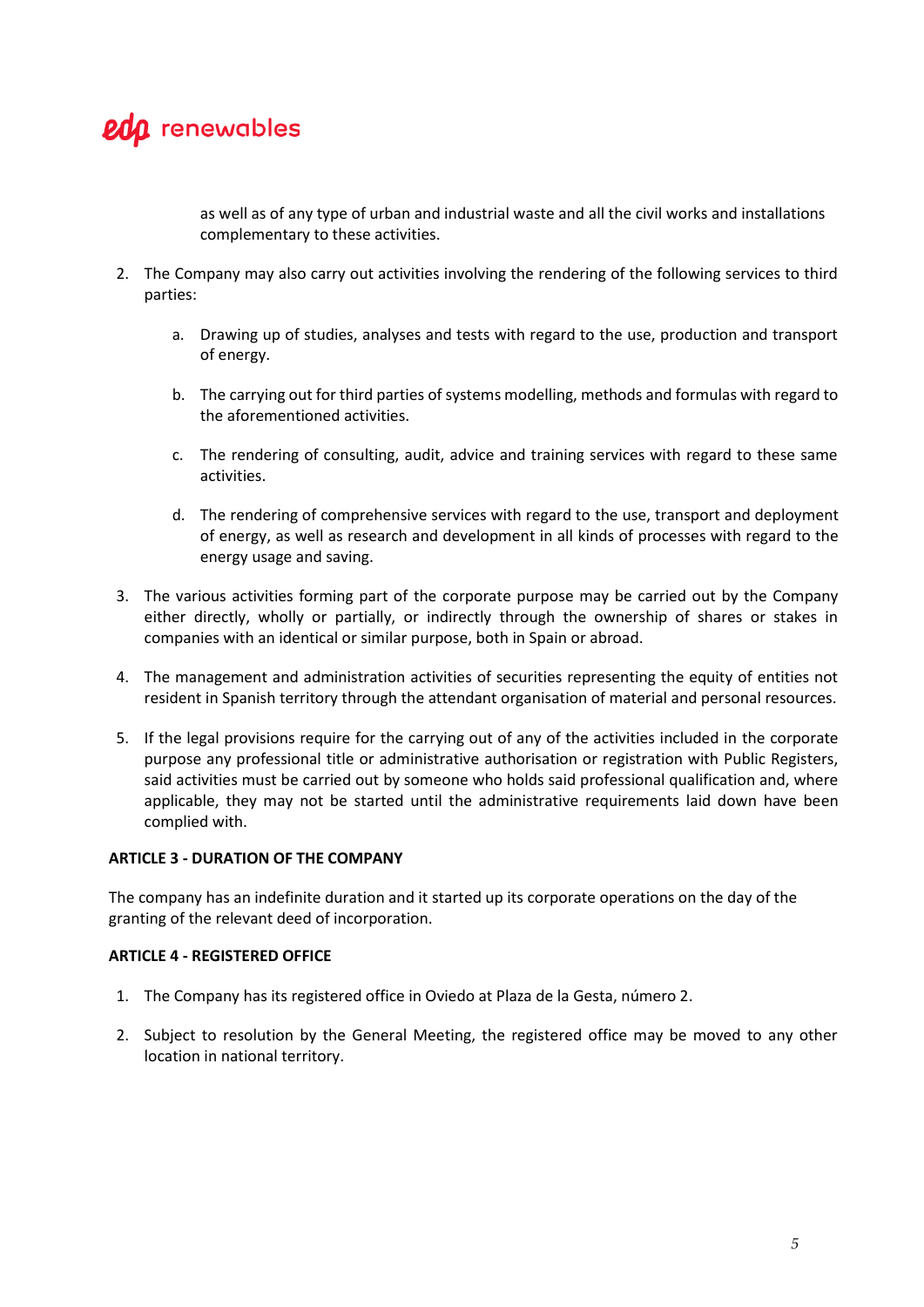as well as of any type of urban and industrial waste and all the civil works and installations complementary to these activities.

2. The Company may also carry out activities involving the rendering of the following services to third parties:

    a. Drawing up of studies, analyses and tests with regard to the use, production and transport of energy.

    b. The carrying out for third parties of systems modelling, methods and formulas with regard to the aforementioned activities.

    c. The rendering of consulting, audit, advice and training services with regard to these same activities.

    d. The rendering of comprehensive services with regard to the use, transport and deployment of energy, as well as research and development in all kinds of processes with regard to the energy usage and saving.

3. The various activities forming part of the corporate purpose may be carried out by the Company either directly, wholly or partially, or indirectly through the ownership of shares or stakes in companies with an identical or similar purpose, both in Spain or abroad.

4. The management and administration activities of securities representing the equity of entities not resident in Spanish territory through the attendant organisation of material and personal resources.

5. If the legal provisions require for the carrying out of any of the activities included in the corporate purpose any professional title or administrative authorisation or registration with Public Registers, said activities must be carried out by someone who holds said professional qualification and, where applicable, they may not be started until the administrative requirements laid down have been complied with.

**ARTICLE 3 - DURATION OF THE COMPANY**

The company has an indefinite duration and it started up its corporate operations on the day of the granting of the relevant deed of incorporation.

**ARTICLE 4 - REGISTERED OFFICE**

1. The Company has its registered office in Oviedo at Plaza de la Gesta, número 2.

2. Subject to resolution by the General Meeting, the registered office may be moved to any other location in national territory.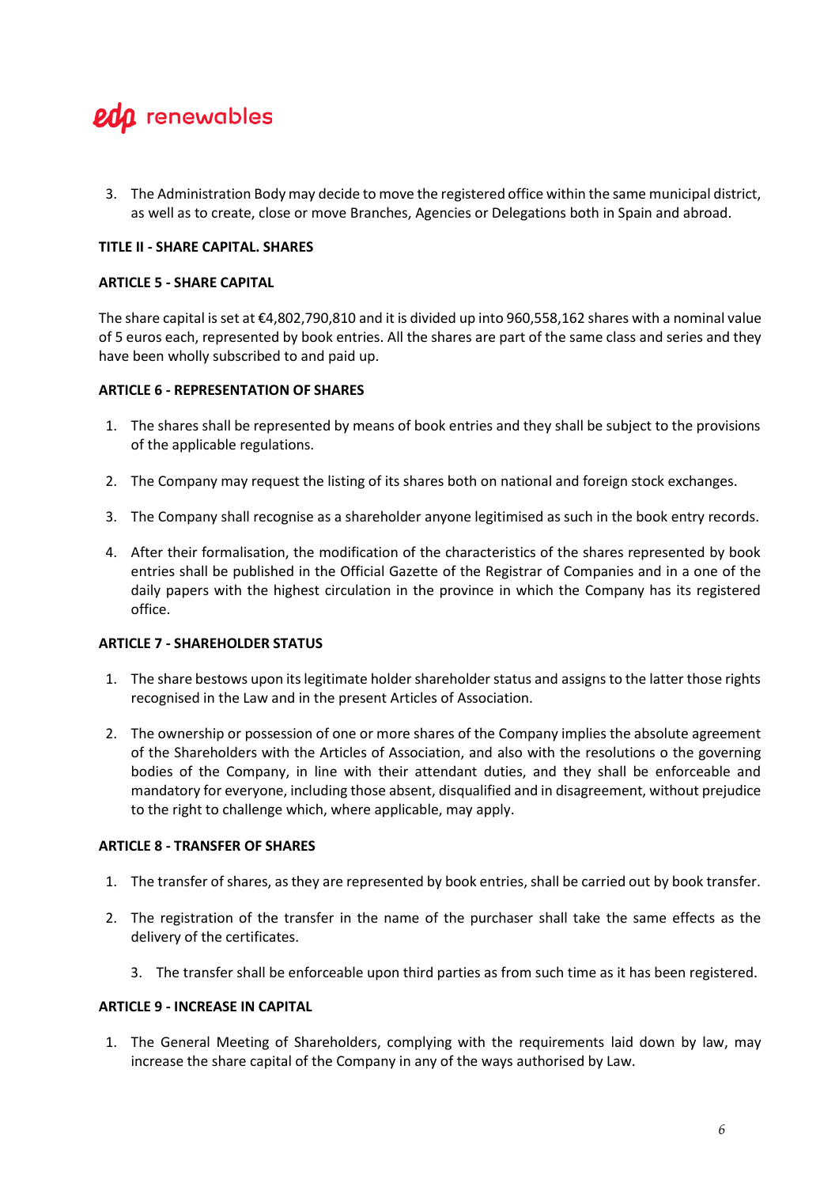3. The Administration Body may decide to move the registered office within the same municipal district, as well as to create, close or move Branches, Agencies or Delegations both in Spain and abroad.

**TITLE II - SHARE CAPITAL. SHARES**

**ARTICLE 5 - SHARE CAPITAL**

The share capital is set at €4,802,790,810 and it is divided up into 960,558,162 shares with a nominal value of 5 euros each, represented by book entries. All the shares are part of the same class and series and they have been wholly subscribed to and paid up.

**ARTICLE 6 - REPRESENTATION OF SHARES**

1. The shares shall be represented by means of book entries and they shall be subject to the provisions of the applicable regulations.

2. The Company may request the listing of its shares both on national and foreign stock exchanges.

3. The Company shall recognise as a shareholder anyone legitimised as such in the book entry records.

4. After their formalisation, the modification of the characteristics of the shares represented by book entries shall be published in the Official Gazette of the Registrar of Companies and in a one of the daily papers with the highest circulation in the province in which the Company has its registered office.

**ARTICLE 7 - SHAREHOLDER STATUS**

1. The share bestows upon its legitimate holder shareholder status and assigns to the latter those rights recognised in the Law and in the present Articles of Association.

2. The ownership or possession of one or more shares of the Company implies the absolute agreement of the Shareholders with the Articles of Association, and also with the resolutions o the governing bodies of the Company, in line with their attendant duties, and they shall be enforceable and mandatory for everyone, including those absent, disqualified and in disagreement, without prejudice to the right to challenge which, where applicable, may apply.

**ARTICLE 8 - TRANSFER OF SHARES**

1. The transfer of shares, as they are represented by book entries, shall be carried out by book transfer.

2. The registration of the transfer in the name of the purchaser shall take the same effects as the delivery of the certificates.

3. The transfer shall be enforceable upon third parties as from such time as it has been registered.

**ARTICLE 9 - INCREASE IN CAPITAL**

1. The General Meeting of Shareholders, complying with the requirements laid down by law, may increase the share capital of the Company in any of the ways authorised by Law.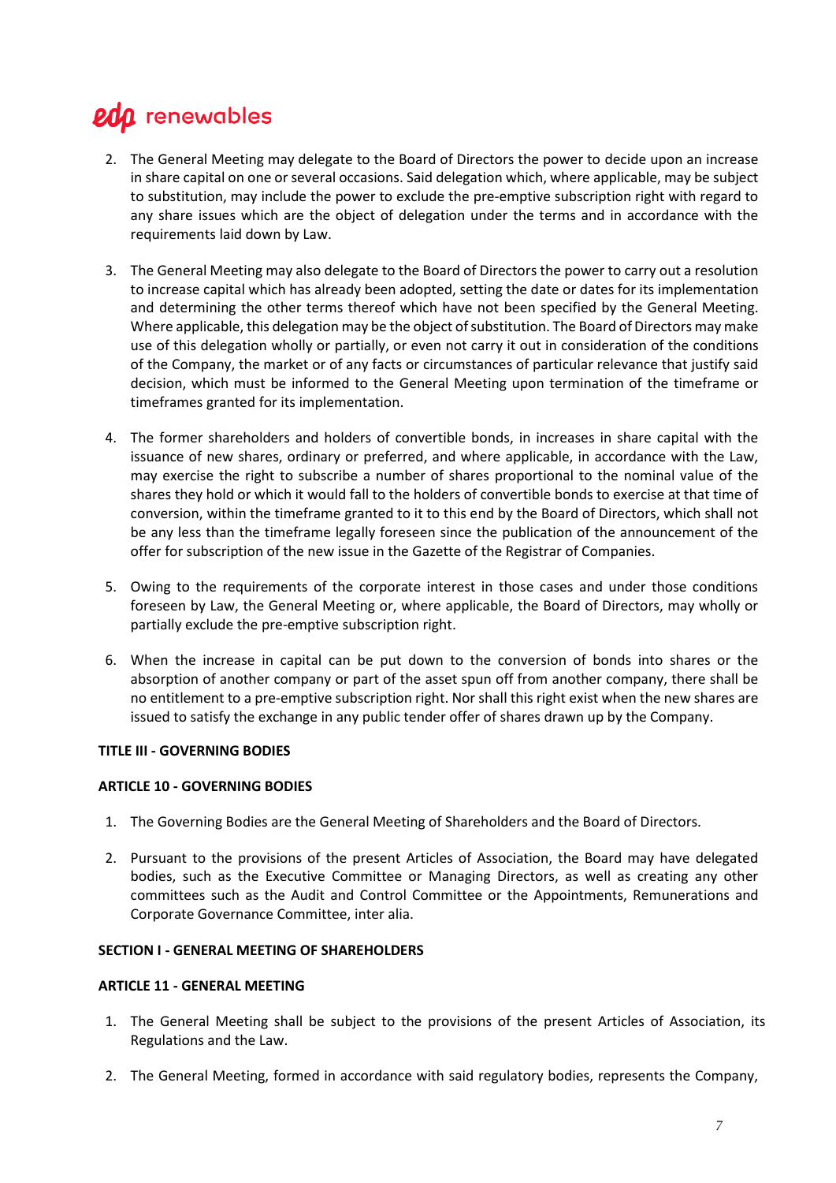2. The General Meeting may delegate to the Board of Directors the power to decide upon an increase in share capital on one or several occasions. Said delegation which, where applicable, may be subject to substitution, may include the power to exclude the pre-emptive subscription right with regard to any share issues which are the object of delegation under the terms and in accordance with the requirements laid down by Law.

3. The General Meeting may also delegate to the Board of Directors the power to carry out a resolution to increase capital which has already been adopted, setting the date or dates for its implementation and determining the other terms thereof which have not been specified by the General Meeting. Where applicable, this delegation may be the object of substitution. The Board of Directors may make use of this delegation wholly or partially, or even not carry it out in consideration of the conditions of the Company, the market or of any facts or circumstances of particular relevance that justify said decision, which must be informed to the General Meeting upon termination of the timeframe or timeframes granted for its implementation.

4. The former shareholders and holders of convertible bonds, in increases in share capital with the issuance of new shares, ordinary or preferred, and where applicable, in accordance with the Law, may exercise the right to subscribe a number of shares proportional to the nominal value of the shares they hold or which it would fall to the holders of convertible bonds to exercise at that time of conversion, within the timeframe granted to it to this end by the Board of Directors, which shall not be any less than the timeframe legally foreseen since the publication of the announcement of the offer for subscription of the new issue in the Gazette of the Registrar of Companies.

5. Owing to the requirements of the corporate interest in those cases and under those conditions foreseen by Law, the General Meeting or, where applicable, the Board of Directors, may wholly or partially exclude the pre-emptive subscription right.

6. When the increase in capital can be put down to the conversion of bonds into shares or the absorption of another company or part of the asset spun off from another company, there shall be no entitlement to a pre-emptive subscription right. Nor shall this right exist when the new shares are issued to satisfy the exchange in any public tender offer of shares drawn up by the Company.

## TITLE III - GOVERNING BODIES

### ARTICLE 10 - GOVERNING BODIES

1. The Governing Bodies are the General Meeting of Shareholders and the Board of Directors.

2. Pursuant to the provisions of the present Articles of Association, the Board may have delegated bodies, such as the Executive Committee or Managing Directors, as well as creating any other committees such as the Audit and Control Committee or the Appointments, Remunerations and Corporate Governance Committee, inter alia.

## SECTION I - GENERAL MEETING OF SHAREHOLDERS

### ARTICLE 11 - GENERAL MEETING

1. The General Meeting shall be subject to the provisions of the present Articles of Association, its Regulations and the Law.

2. The General Meeting, formed in accordance with said regulatory bodies, represents the Company,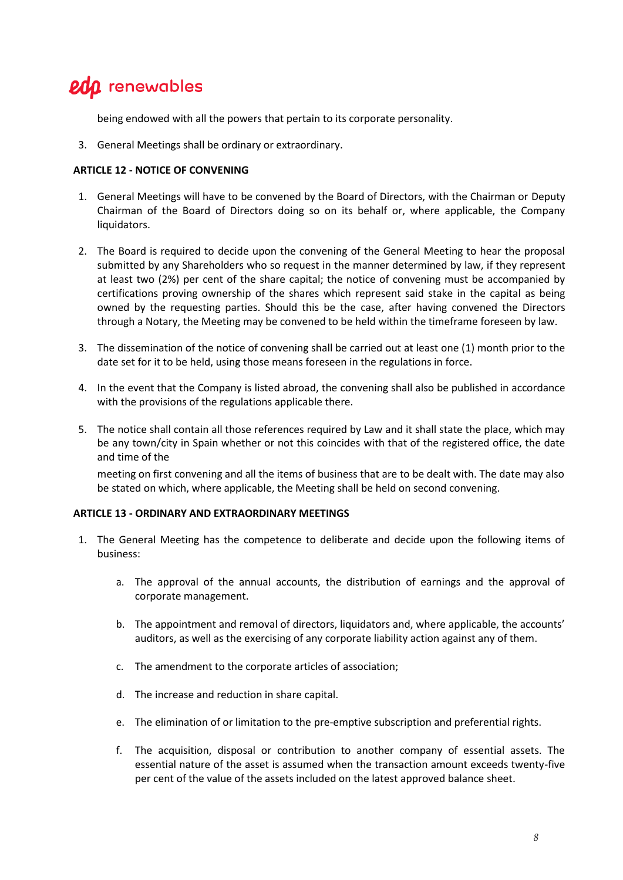being endowed with all the powers that pertain to its corporate personality.

3. General Meetings shall be ordinary or extraordinary.

**ARTICLE 12 - NOTICE OF CONVENING**

1. General Meetings will have to be convened by the Board of Directors, with the Chairman or Deputy Chairman of the Board of Directors doing so on its behalf or, where applicable, the Company liquidators.

2. The Board is required to decide upon the convening of the General Meeting to hear the proposal submitted by any Shareholders who so request in the manner determined by law, if they represent at least two (2%) per cent of the share capital; the notice of convening must be accompanied by certifications proving ownership of the shares which represent said stake in the capital as being owned by the requesting parties. Should this be the case, after having convened the Directors through a Notary, the Meeting may be convened to be held within the timeframe foreseen by law.

3. The dissemination of the notice of convening shall be carried out at least one (1) month prior to the date set for it to be held, using those means foreseen in the regulations in force.

4. In the event that the Company is listed abroad, the convening shall also be published in accordance with the provisions of the regulations applicable there.

5. The notice shall contain all those references required by Law and it shall state the place, which may be any town/city in Spain whether or not this coincides with that of the registered office, the date and time of the meeting on first convening and all the items of business that are to be dealt with. The date may also be stated on which, where applicable, the Meeting shall be held on second convening.

**ARTICLE 13 - ORDINARY AND EXTRAORDINARY MEETINGS**

1. The General Meeting has the competence to deliberate and decide upon the following items of business:

   a. The approval of the annual accounts, the distribution of earnings and the approval of corporate management.

   b. The appointment and removal of directors, liquidators and, where applicable, the accounts' auditors, as well as the exercising of any corporate liability action against any of them.

   c. The amendment to the corporate articles of association;

   d. The increase and reduction in share capital.

   e. The elimination of or limitation to the pre-emptive subscription and preferential rights.

   f. The acquisition, disposal or contribution to another company of essential assets. The essential nature of the asset is assumed when the transaction amount exceeds twenty-five per cent of the value of the assets included on the latest approved balance sheet.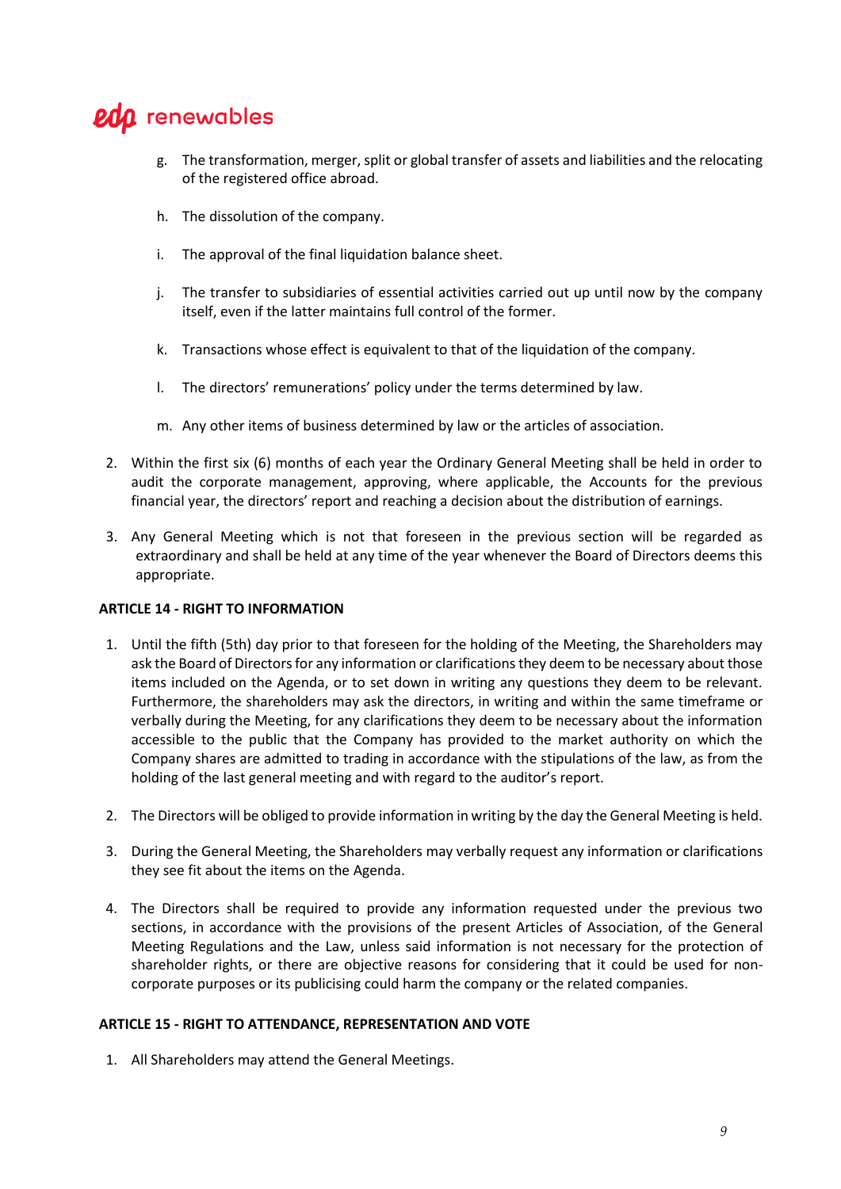g. The transformation, merger, split or global transfer of assets and liabilities and the relocating of the registered office abroad.

h. The dissolution of the company.

i. The approval of the final liquidation balance sheet.

j. The transfer to subsidiaries of essential activities carried out up until now by the company itself, even if the latter maintains full control of the former.

k. Transactions whose effect is equivalent to that of the liquidation of the company.

l. The directors' remunerations' policy under the terms determined by law.

m. Any other items of business determined by law or the articles of association.

2. Within the first six (6) months of each year the Ordinary General Meeting shall be held in order to audit the corporate management, approving, where applicable, the Accounts for the previous financial year, the directors' report and reaching a decision about the distribution of earnings.

3. Any General Meeting which is not that foreseen in the previous section will be regarded as extraordinary and shall be held at any time of the year whenever the Board of Directors deems this appropriate.

**ARTICLE 14 - RIGHT TO INFORMATION**

1. Until the fifth (5th) day prior to that foreseen for the holding of the Meeting, the Shareholders may ask the Board of Directors for any information or clarifications they deem to be necessary about those items included on the Agenda, or to set down in writing any questions they deem to be relevant. Furthermore, the shareholders may ask the directors, in writing and within the same timeframe or verbally during the Meeting, for any clarifications they deem to be necessary about the information accessible to the public that the Company has provided to the market authority on which the Company shares are admitted to trading in accordance with the stipulations of the law, as from the holding of the last general meeting and with regard to the auditor's report.

2. The Directors will be obliged to provide information in writing by the day the General Meeting is held.

3. During the General Meeting, the Shareholders may verbally request any information or clarifications they see fit about the items on the Agenda.

4. The Directors shall be required to provide any information requested under the previous two sections, in accordance with the provisions of the present Articles of Association, of the General Meeting Regulations and the Law, unless said information is not necessary for the protection of shareholder rights, or there are objective reasons for considering that it could be used for non-corporate purposes or its publicising could harm the company or the related companies.

**ARTICLE 15 - RIGHT TO ATTENDANCE, REPRESENTATION AND VOTE**

1. All Shareholders may attend the General Meetings.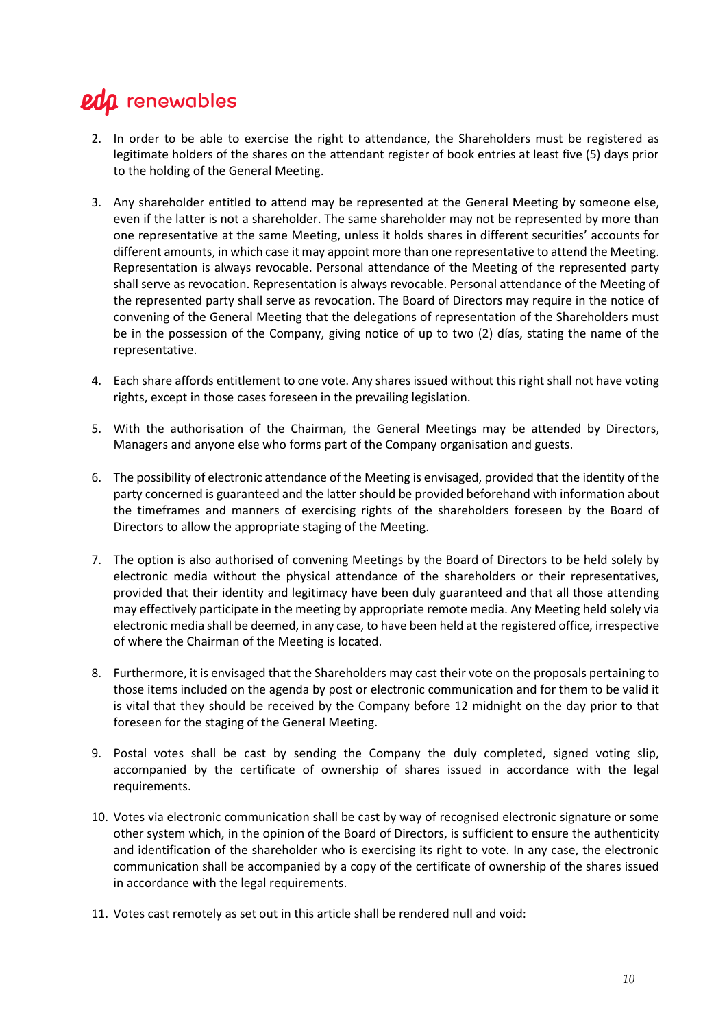2. In order to be able to exercise the right to attendance, the Shareholders must be registered as legitimate holders of the shares on the attendant register of book entries at least five (5) days prior to the holding of the General Meeting.

3. Any shareholder entitled to attend may be represented at the General Meeting by someone else, even if the latter is not a shareholder. The same shareholder may not be represented by more than one representative at the same Meeting, unless it holds shares in different securities' accounts for different amounts, in which case it may appoint more than one representative to attend the Meeting. Representation is always revocable. Personal attendance of the Meeting of the represented party shall serve as revocation. Representation is always revocable. Personal attendance of the Meeting of the represented party shall serve as revocation. The Board of Directors may require in the notice of convening of the General Meeting that the delegations of representation of the Shareholders must be in the possession of the Company, giving notice of up to two (2) días, stating the name of the representative.

4. Each share affords entitlement to one vote. Any shares issued without this right shall not have voting rights, except in those cases foreseen in the prevailing legislation.

5. With the authorisation of the Chairman, the General Meetings may be attended by Directors, Managers and anyone else who forms part of the Company organisation and guests.

6. The possibility of electronic attendance of the Meeting is envisaged, provided that the identity of the party concerned is guaranteed and the latter should be provided beforehand with information about the timeframes and manners of exercising rights of the shareholders foreseen by the Board of Directors to allow the appropriate staging of the Meeting.

7. The option is also authorised of convening Meetings by the Board of Directors to be held solely by electronic media without the physical attendance of the shareholders or their representatives, provided that their identity and legitimacy have been duly guaranteed and that all those attending may effectively participate in the meeting by appropriate remote media. Any Meeting held solely via electronic media shall be deemed, in any case, to have been held at the registered office, irrespective of where the Chairman of the Meeting is located.

8. Furthermore, it is envisaged that the Shareholders may cast their vote on the proposals pertaining to those items included on the agenda by post or electronic communication and for them to be valid it is vital that they should be received by the Company before 12 midnight on the day prior to that foreseen for the staging of the General Meeting.

9. Postal votes shall be cast by sending the Company the duly completed, signed voting slip, accompanied by the certificate of ownership of shares issued in accordance with the legal requirements.

10. Votes via electronic communication shall be cast by way of recognised electronic signature or some other system which, in the opinion of the Board of Directors, is sufficient to ensure the authenticity and identification of the shareholder who is exercising its right to vote. In any case, the electronic communication shall be accompanied by a copy of the certificate of ownership of the shares issued in accordance with the legal requirements.

11. Votes cast remotely as set out in this article shall be rendered null and void: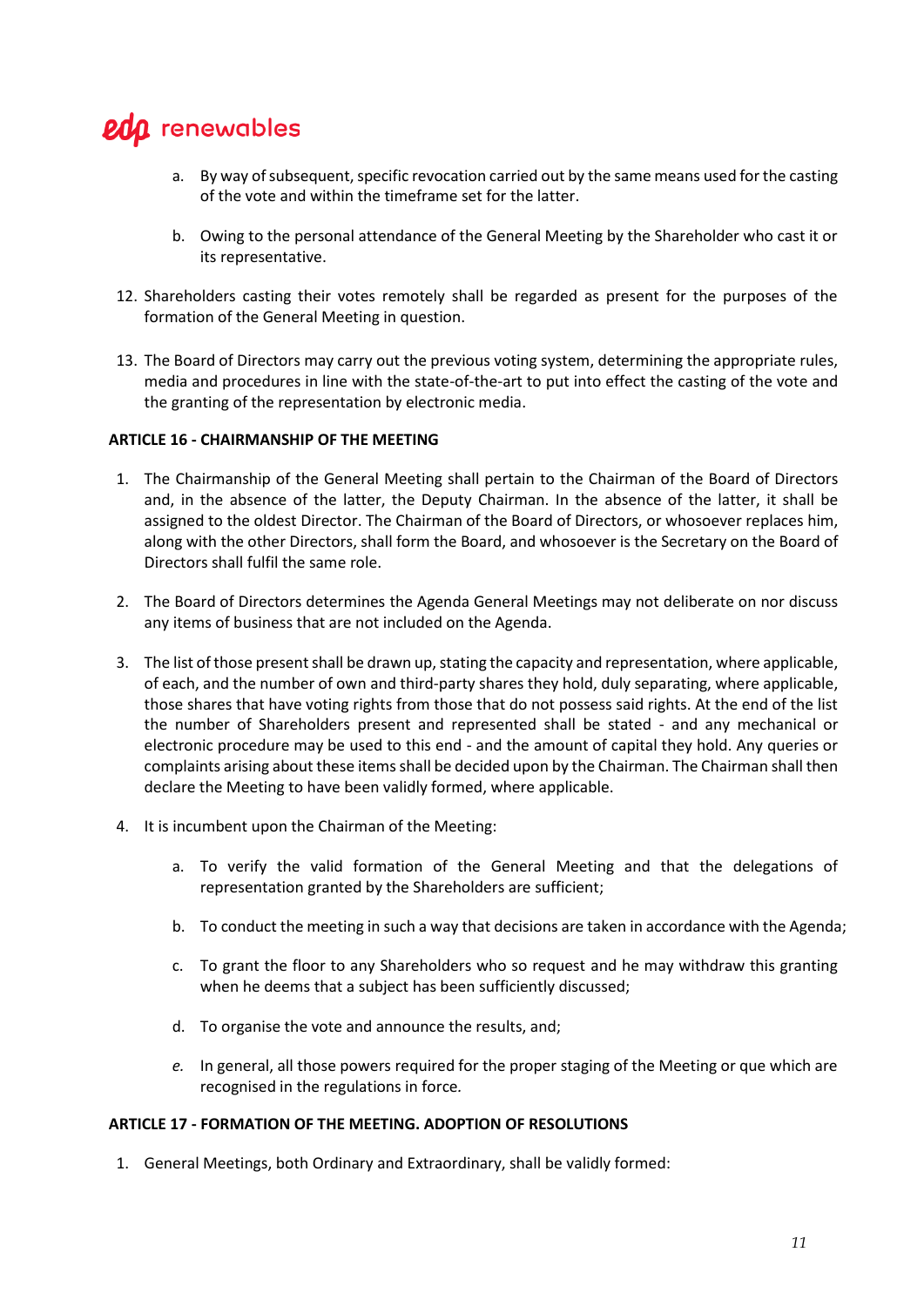a. By way of subsequent, specific revocation carried out by the same means used for the casting of the vote and within the timeframe set for the latter.

   b. Owing to the personal attendance of the General Meeting by the Shareholder who cast it or its representative.

12. Shareholders casting their votes remotely shall be regarded as present for the purposes of the formation of the General Meeting in question.

13. The Board of Directors may carry out the previous voting system, determining the appropriate rules, media and procedures in line with the state-of-the-art to put into effect the casting of the vote and the granting of the representation by electronic media.

**ARTICLE 16 - CHAIRMANSHIP OF THE MEETING**

1. The Chairmanship of the General Meeting shall pertain to the Chairman of the Board of Directors and, in the absence of the latter, the Deputy Chairman. In the absence of the latter, it shall be assigned to the oldest Director. The Chairman of the Board of Directors, or whosoever replaces him, along with the other Directors, shall form the Board, and whosoever is the Secretary on the Board of Directors shall fulfil the same role.

2. The Board of Directors determines the Agenda General Meetings may not deliberate on nor discuss any items of business that are not included on the Agenda.

3. The list of those present shall be drawn up, stating the capacity and representation, where applicable, of each, and the number of own and third-party shares they hold, duly separating, where applicable, those shares that have voting rights from those that do not possess said rights. At the end of the list the number of Shareholders present and represented shall be stated - and any mechanical or electronic procedure may be used to this end - and the amount of capital they hold. Any queries or complaints arising about these items shall be decided upon by the Chairman. The Chairman shall then declare the Meeting to have been validly formed, where applicable.

4. It is incumbent upon the Chairman of the Meeting:

   a. To verify the valid formation of the General Meeting and that the delegations of representation granted by the Shareholders are sufficient;

   b. To conduct the meeting in such a way that decisions are taken in accordance with the Agenda;

   c. To grant the floor to any Shareholders who so request and he may withdraw this granting when he deems that a subject has been sufficiently discussed;

   d. To organise the vote and announce the results, and;

   *e.* In general, all those powers required for the proper staging of the Meeting or que which are recognised in the regulations in force.

**ARTICLE 17 - FORMATION OF THE MEETING. ADOPTION OF RESOLUTIONS**

1. General Meetings, both Ordinary and Extraordinary, shall be validly formed: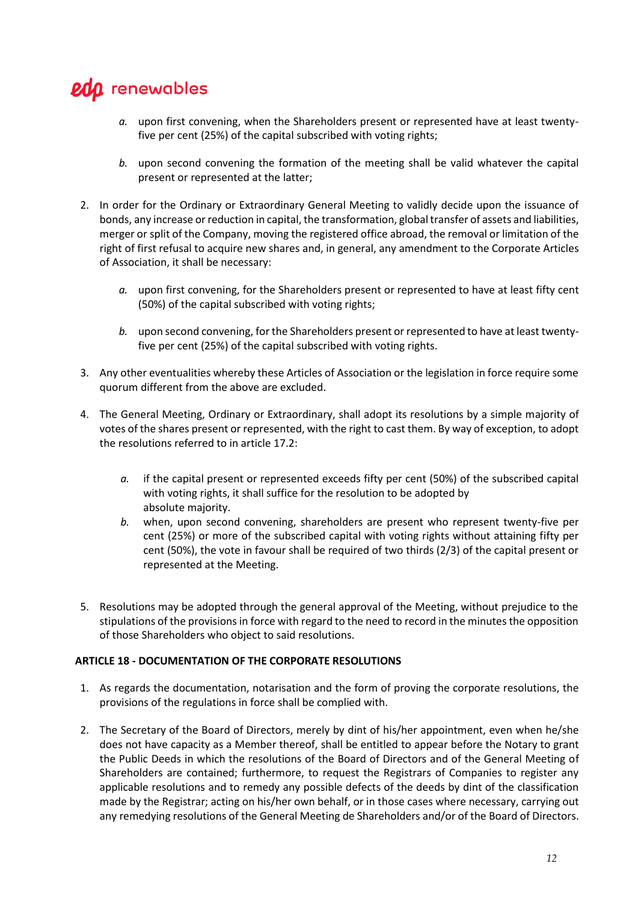a. upon first convening, when the Shareholders present or represented have at least twenty-five per cent (25%) of the capital subscribed with voting rights;

   b. upon second convening the formation of the meeting shall be valid whatever the capital present or represented at the latter;

2. In order for the Ordinary or Extraordinary General Meeting to validly decide upon the issuance of bonds, any increase or reduction in capital, the transformation, global transfer of assets and liabilities, merger or split of the Company, moving the registered office abroad, the removal or limitation of the right of first refusal to acquire new shares and, in general, any amendment to the Corporate Articles of Association, it shall be necessary:

   a. upon first convening, for the Shareholders present or represented to have at least fifty cent (50%) of the capital subscribed with voting rights;

   b. upon second convening, for the Shareholders present or represented to have at least twenty-five per cent (25%) of the capital subscribed with voting rights.

3. Any other eventualities whereby these Articles of Association or the legislation in force require some quorum different from the above are excluded.

4. The General Meeting, Ordinary or Extraordinary, shall adopt its resolutions by a simple majority of votes of the shares present or represented, with the right to cast them. By way of exception, to adopt the resolutions referred to in article 17.2:

   a. if the capital present or represented exceeds fifty per cent (50%) of the subscribed capital with voting rights, it shall suffice for the resolution to be adopted by absolute majority.

   b. when, upon second convening, shareholders are present who represent twenty-five per cent (25%) or more of the subscribed capital with voting rights without attaining fifty per cent (50%), the vote in favour shall be required of two thirds (2/3) of the capital present or represented at the Meeting.

5. Resolutions may be adopted through the general approval of the Meeting, without prejudice to the stipulations of the provisions in force with regard to the need to record in the minutes the opposition of those Shareholders who object to said resolutions.

**ARTICLE 18 - DOCUMENTATION OF THE CORPORATE RESOLUTIONS**

1. As regards the documentation, notarisation and the form of proving the corporate resolutions, the provisions of the regulations in force shall be complied with.

2. The Secretary of the Board of Directors, merely by dint of his/her appointment, even when he/she does not have capacity as a Member thereof, shall be entitled to appear before the Notary to grant the Public Deeds in which the resolutions of the Board of Directors and of the General Meeting of Shareholders are contained; furthermore, to request the Registrars of Companies to register any applicable resolutions and to remedy any possible defects of the deeds by dint of the classification made by the Registrar; acting on his/her own behalf, or in those cases where necessary, carrying out any remedying resolutions of the General Meeting de Shareholders and/or of the Board of Directors.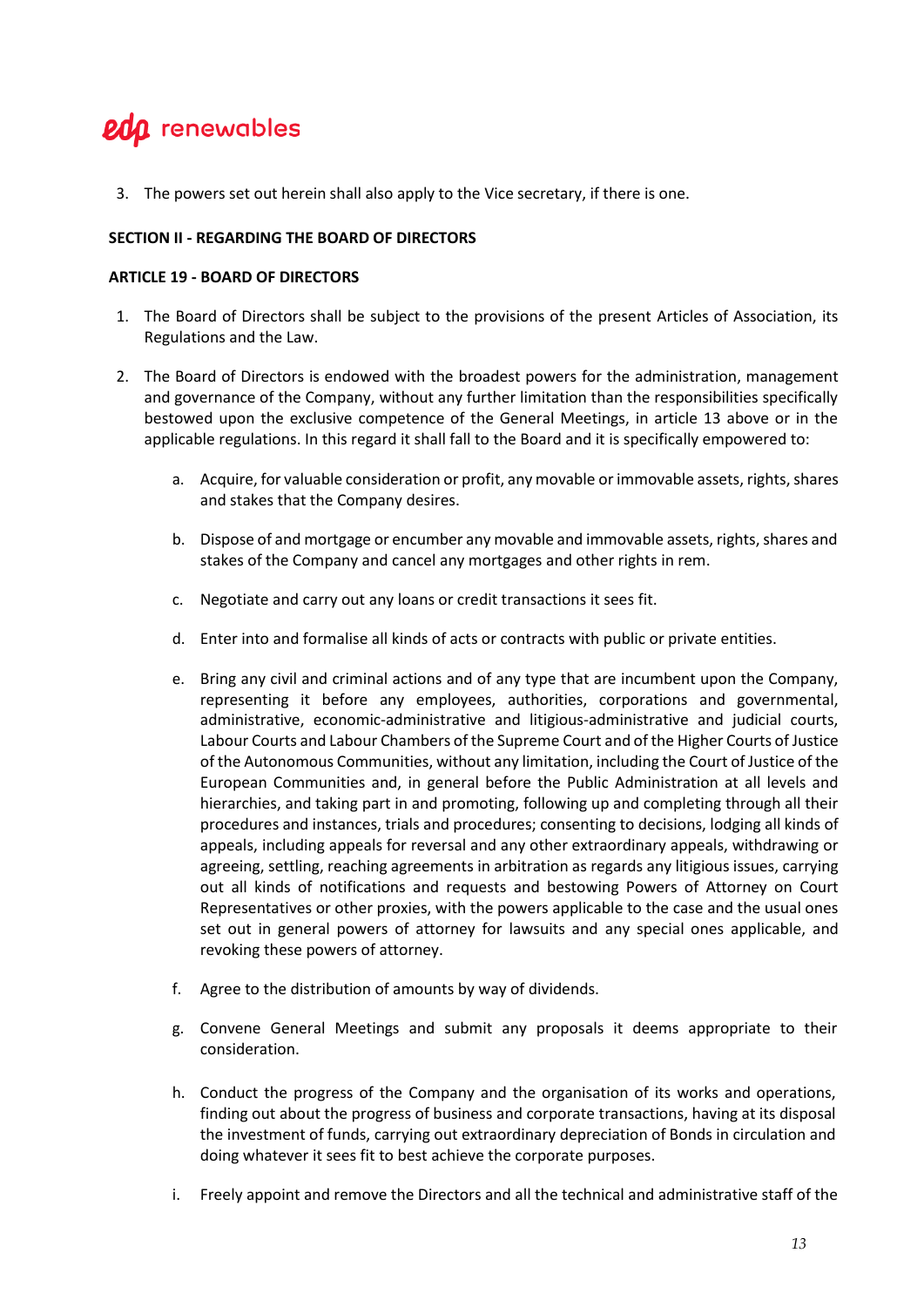3. The powers set out herein shall also apply to the Vice secretary, if there is one.

**SECTION II - REGARDING THE BOARD OF DIRECTORS**

**ARTICLE 19 - BOARD OF DIRECTORS**

1. The Board of Directors shall be subject to the provisions of the present Articles of Association, its Regulations and the Law.

2. The Board of Directors is endowed with the broadest powers for the administration, management and governance of the Company, without any further limitation than the responsibilities specifically bestowed upon the exclusive competence of the General Meetings, in article 13 above or in the applicable regulations. In this regard it shall fall to the Board and it is specifically empowered to:

    a. Acquire, for valuable consideration or profit, any movable or immovable assets, rights, shares and stakes that the Company desires.

    b. Dispose of and mortgage or encumber any movable and immovable assets, rights, shares and stakes of the Company and cancel any mortgages and other rights in rem.

    c. Negotiate and carry out any loans or credit transactions it sees fit.

    d. Enter into and formalise all kinds of acts or contracts with public or private entities.

    e. Bring any civil and criminal actions and of any type that are incumbent upon the Company, representing it before any employees, authorities, corporations and governmental, administrative, economic-administrative and litigious-administrative and judicial courts, Labour Courts and Labour Chambers of the Supreme Court and of the Higher Courts of Justice of the Autonomous Communities, without any limitation, including the Court of Justice of the European Communities and, in general before the Public Administration at all levels and hierarchies, and taking part in and promoting, following up and completing through all their procedures and instances, trials and procedures; consenting to decisions, lodging all kinds of appeals, including appeals for reversal and any other extraordinary appeals, withdrawing or agreeing, settling, reaching agreements in arbitration as regards any litigious issues, carrying out all kinds of notifications and requests and bestowing Powers of Attorney on Court Representatives or other proxies, with the powers applicable to the case and the usual ones set out in general powers of attorney for lawsuits and any special ones applicable, and revoking these powers of attorney.

    f. Agree to the distribution of amounts by way of dividends.

    g. Convene General Meetings and submit any proposals it deems appropriate to their consideration.

    h. Conduct the progress of the Company and the organisation of its works and operations, finding out about the progress of business and corporate transactions, having at its disposal the investment of funds, carrying out extraordinary depreciation of Bonds in circulation and doing whatever it sees fit to best achieve the corporate purposes.

    i. Freely appoint and remove the Directors and all the technical and administrative staff of the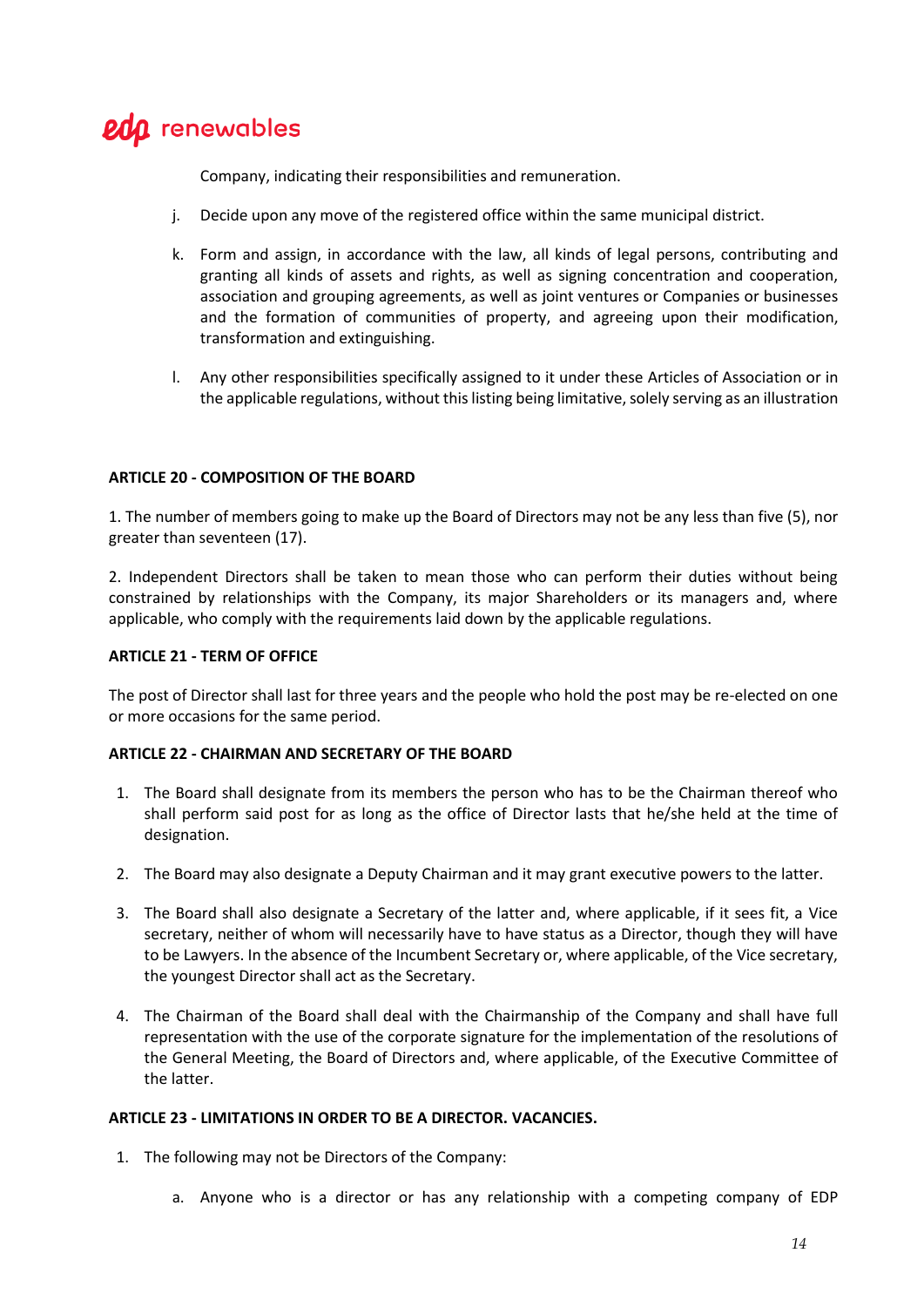Company, indicating their responsibilities and remuneration.

j. Decide upon any move of the registered office within the same municipal district.

k. Form and assign, in accordance with the law, all kinds of legal persons, contributing and granting all kinds of assets and rights, as well as signing concentration and cooperation, association and grouping agreements, as well as joint ventures or Companies or businesses and the formation of communities of property, and agreeing upon their modification, transformation and extinguishing.

l. Any other responsibilities specifically assigned to it under these Articles of Association or in the applicable regulations, without this listing being limitative, solely serving as an illustration

**ARTICLE 20 - COMPOSITION OF THE BOARD**

1. The number of members going to make up the Board of Directors may not be any less than five (5), nor greater than seventeen (17).

2. Independent Directors shall be taken to mean those who can perform their duties without being constrained by relationships with the Company, its major Shareholders or its managers and, where applicable, who comply with the requirements laid down by the applicable regulations.

**ARTICLE 21 - TERM OF OFFICE**

The post of Director shall last for three years and the people who hold the post may be re-elected on one or more occasions for the same period.

**ARTICLE 22 - CHAIRMAN AND SECRETARY OF THE BOARD**

1. The Board shall designate from its members the person who has to be the Chairman thereof who shall perform said post for as long as the office of Director lasts that he/she held at the time of designation.

2. The Board may also designate a Deputy Chairman and it may grant executive powers to the latter.

3. The Board shall also designate a Secretary of the latter and, where applicable, if it sees fit, a Vice secretary, neither of whom will necessarily have to have status as a Director, though they will have to be Lawyers. In the absence of the Incumbent Secretary or, where applicable, of the Vice secretary, the youngest Director shall act as the Secretary.

4. The Chairman of the Board shall deal with the Chairmanship of the Company and shall have full representation with the use of the corporate signature for the implementation of the resolutions of the General Meeting, the Board of Directors and, where applicable, of the Executive Committee of the latter.

**ARTICLE 23 - LIMITATIONS IN ORDER TO BE A DIRECTOR. VACANCIES.**

1. The following may not be Directors of the Company:

   a. Anyone who is a director or has any relationship with a competing company of EDP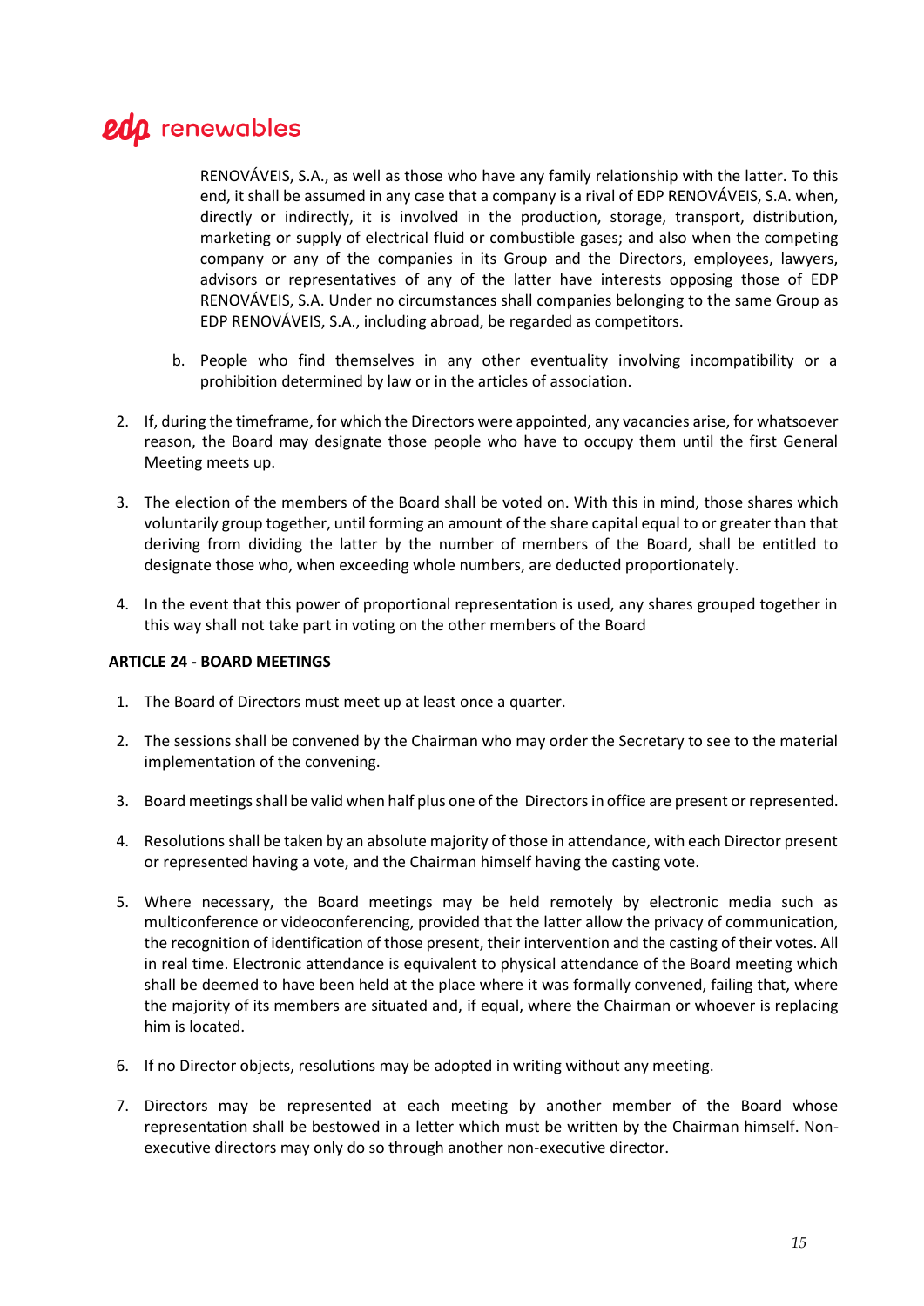RENOVÁVEIS, S.A., as well as those who have any family relationship with the latter. To this end, it shall be assumed in any case that a company is a rival of EDP RENOVÁVEIS, S.A. when, directly or indirectly, it is involved in the production, storage, transport, distribution, marketing or supply of electrical fluid or combustible gases; and also when the competing company or any of the companies in its Group and the Directors, employees, lawyers, advisors or representatives of any of the latter have interests opposing those of EDP RENOVÁVEIS, S.A. Under no circumstances shall companies belonging to the same Group as EDP RENOVÁVEIS, S.A., including abroad, be regarded as competitors.

   b. People who find themselves in any other eventuality involving incompatibility or a prohibition determined by law or in the articles of association.

2. If, during the timeframe, for which the Directors were appointed, any vacancies arise, for whatsoever reason, the Board may designate those people who have to occupy them until the first General Meeting meets up.

3. The election of the members of the Board shall be voted on. With this in mind, those shares which voluntarily group together, until forming an amount of the share capital equal to or greater than that deriving from dividing the latter by the number of members of the Board, shall be entitled to designate those who, when exceeding whole numbers, are deducted proportionately.

4. In the event that this power of proportional representation is used, any shares grouped together in this way shall not take part in voting on the other members of the Board

**ARTICLE 24 - BOARD MEETINGS**

1. The Board of Directors must meet up at least once a quarter.

2. The sessions shall be convened by the Chairman who may order the Secretary to see to the material implementation of the convening.

3. Board meetings shall be valid when half plus one of the Directors in office are present or represented.

4. Resolutions shall be taken by an absolute majority of those in attendance, with each Director present or represented having a vote, and the Chairman himself having the casting vote.

5. Where necessary, the Board meetings may be held remotely by electronic media such as multiconference or videoconferencing, provided that the latter allow the privacy of communication, the recognition of identification of those present, their intervention and the casting of their votes. All in real time. Electronic attendance is equivalent to physical attendance of the Board meeting which shall be deemed to have been held at the place where it was formally convened, failing that, where the majority of its members are situated and, if equal, where the Chairman or whoever is replacing him is located.

6. If no Director objects, resolutions may be adopted in writing without any meeting.

7. Directors may be represented at each meeting by another member of the Board whose representation shall be bestowed in a letter which must be written by the Chairman himself. Non-executive directors may only do so through another non-executive director.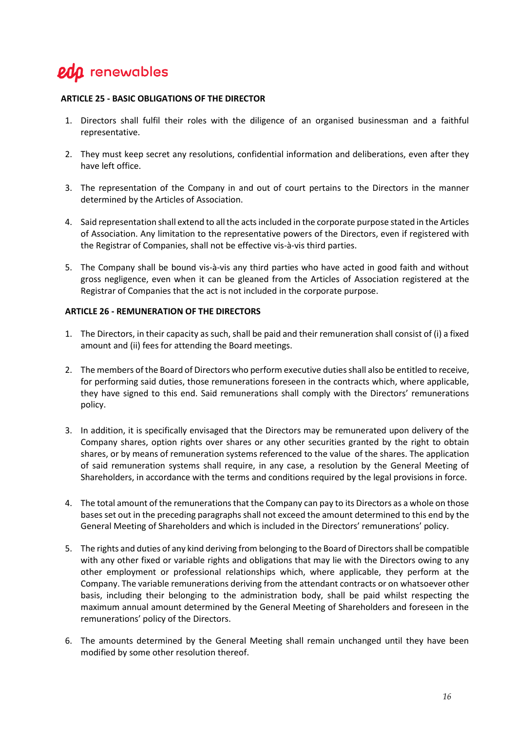### ARTICLE 25 - BASIC OBLIGATIONS OF THE DIRECTOR

1. Directors shall fulfil their roles with the diligence of an organised businessman and a faithful representative.

2. They must keep secret any resolutions, confidential information and deliberations, even after they have left office.

3. The representation of the Company in and out of court pertains to the Directors in the manner determined by the Articles of Association.

4. Said representation shall extend to all the acts included in the corporate purpose stated in the Articles of Association. Any limitation to the representative powers of the Directors, even if registered with the Registrar of Companies, shall not be effective vis-à-vis third parties.

5. The Company shall be bound vis-à-vis any third parties who have acted in good faith and without gross negligence, even when it can be gleaned from the Articles of Association registered at the Registrar of Companies that the act is not included in the corporate purpose.

### ARTICLE 26 - REMUNERATION OF THE DIRECTORS

1. The Directors, in their capacity as such, shall be paid and their remuneration shall consist of (i) a fixed amount and (ii) fees for attending the Board meetings.

2. The members of the Board of Directors who perform executive duties shall also be entitled to receive, for performing said duties, those remunerations foreseen in the contracts which, where applicable, they have signed to this end. Said remunerations shall comply with the Directors' remunerations policy.

3. In addition, it is specifically envisaged that the Directors may be remunerated upon delivery of the Company shares, option rights over shares or any other securities granted by the right to obtain shares, or by means of remuneration systems referenced to the value of the shares. The application of said remuneration systems shall require, in any case, a resolution by the General Meeting of Shareholders, in accordance with the terms and conditions required by the legal provisions in force.

4. The total amount of the remunerations that the Company can pay to its Directors as a whole on those bases set out in the preceding paragraphs shall not exceed the amount determined to this end by the General Meeting of Shareholders and which is included in the Directors' remunerations' policy.

5. The rights and duties of any kind deriving from belonging to the Board of Directors shall be compatible with any other fixed or variable rights and obligations that may lie with the Directors owing to any other employment or professional relationships which, where applicable, they perform at the Company. The variable remunerations deriving from the attendant contracts or on whatsoever other basis, including their belonging to the administration body, shall be paid whilst respecting the maximum annual amount determined by the General Meeting of Shareholders and foreseen in the remunerations' policy of the Directors.

6. The amounts determined by the General Meeting shall remain unchanged until they have been modified by some other resolution thereof.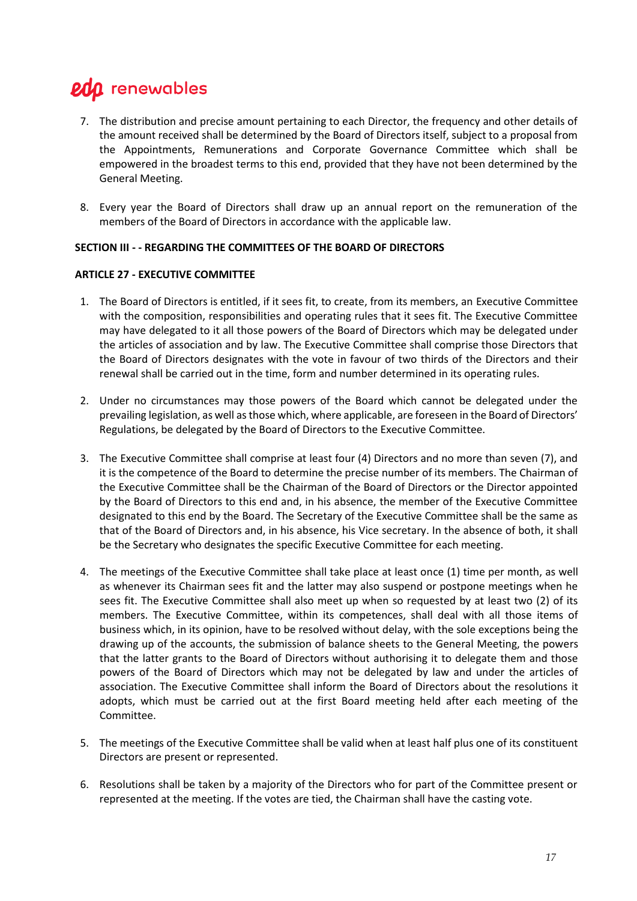7. The distribution and precise amount pertaining to each Director, the frequency and other details of the amount received shall be determined by the Board of Directors itself, subject to a proposal from the Appointments, Remunerations and Corporate Governance Committee which shall be empowered in the broadest terms to this end, provided that they have not been determined by the General Meeting.

8. Every year the Board of Directors shall draw up an annual report on the remuneration of the members of the Board of Directors in accordance with the applicable law.

**SECTION III - - REGARDING THE COMMITTEES OF THE BOARD OF DIRECTORS**

**ARTICLE 27 - EXECUTIVE COMMITTEE**

1. The Board of Directors is entitled, if it sees fit, to create, from its members, an Executive Committee with the composition, responsibilities and operating rules that it sees fit. The Executive Committee may have delegated to it all those powers of the Board of Directors which may be delegated under the articles of association and by law. The Executive Committee shall comprise those Directors that the Board of Directors designates with the vote in favour of two thirds of the Directors and their renewal shall be carried out in the time, form and number determined in its operating rules.

2. Under no circumstances may those powers of the Board which cannot be delegated under the prevailing legislation, as well as those which, where applicable, are foreseen in the Board of Directors' Regulations, be delegated by the Board of Directors to the Executive Committee.

3. The Executive Committee shall comprise at least four (4) Directors and no more than seven (7), and it is the competence of the Board to determine the precise number of its members. The Chairman of the Executive Committee shall be the Chairman of the Board of Directors or the Director appointed by the Board of Directors to this end and, in his absence, the member of the Executive Committee designated to this end by the Board. The Secretary of the Executive Committee shall be the same as that of the Board of Directors and, in his absence, his Vice secretary. In the absence of both, it shall be the Secretary who designates the specific Executive Committee for each meeting.

4. The meetings of the Executive Committee shall take place at least once (1) time per month, as well as whenever its Chairman sees fit and the latter may also suspend or postpone meetings when he sees fit. The Executive Committee shall also meet up when so requested by at least two (2) of its members. The Executive Committee, within its competences, shall deal with all those items of business which, in its opinion, have to be resolved without delay, with the sole exceptions being the drawing up of the accounts, the submission of balance sheets to the General Meeting, the powers that the latter grants to the Board of Directors without authorising it to delegate them and those powers of the Board of Directors which may not be delegated by law and under the articles of association. The Executive Committee shall inform the Board of Directors about the resolutions it adopts, which must be carried out at the first Board meeting held after each meeting of the Committee.

5. The meetings of the Executive Committee shall be valid when at least half plus one of its constituent Directors are present or represented.

6. Resolutions shall be taken by a majority of the Directors who for part of the Committee present or represented at the meeting. If the votes are tied, the Chairman shall have the casting vote.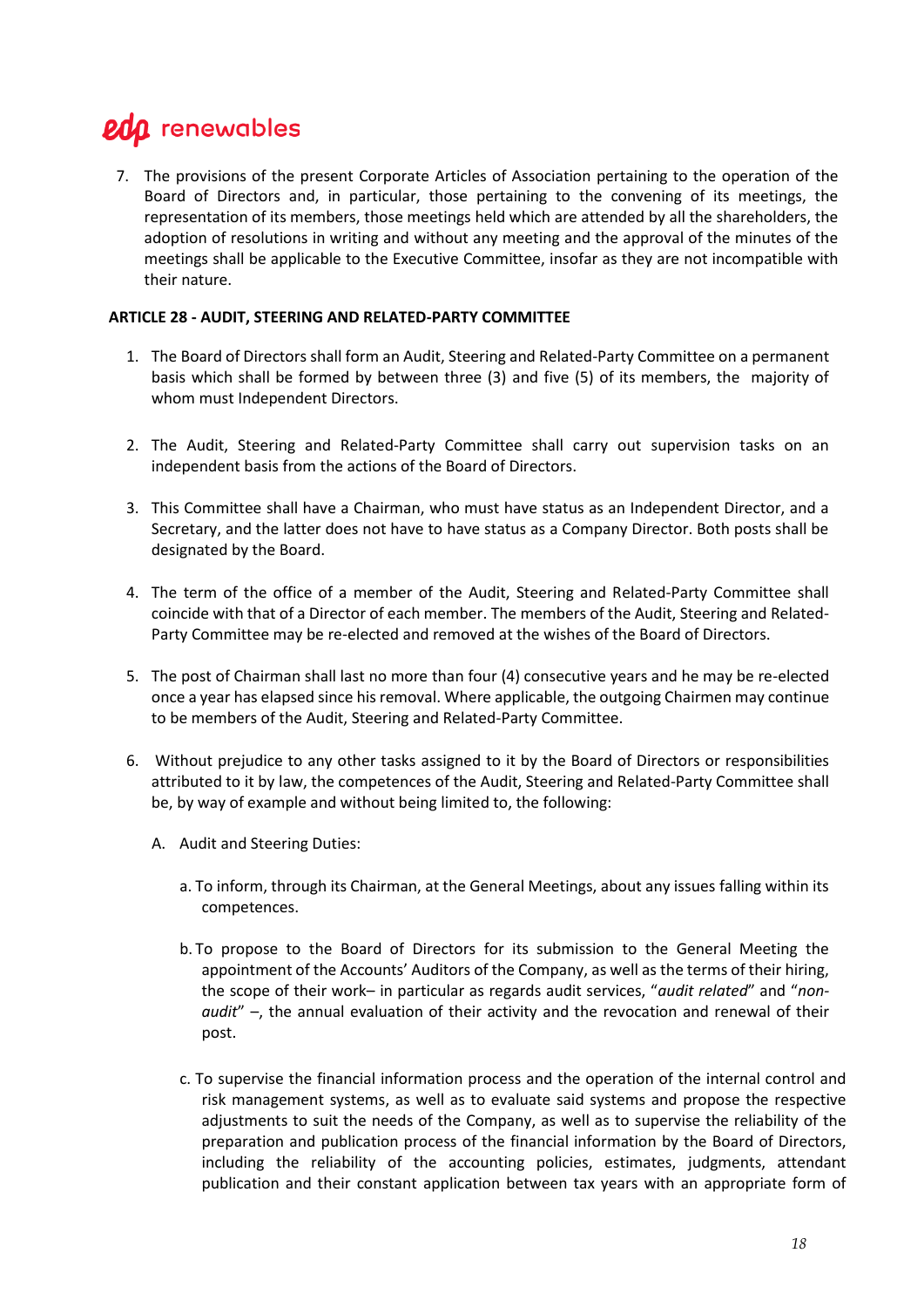7. The provisions of the present Corporate Articles of Association pertaining to the operation of the Board of Directors and, in particular, those pertaining to the convening of its meetings, the representation of its members, those meetings held which are attended by all the shareholders, the adoption of resolutions in writing and without any meeting and the approval of the minutes of the meetings shall be applicable to the Executive Committee, insofar as they are not incompatible with their nature.

**ARTICLE 28 - AUDIT, STEERING AND RELATED-PARTY COMMITTEE**

1. The Board of Directors shall form an Audit, Steering and Related-Party Committee on a permanent basis which shall be formed by between three (3) and five (5) of its members, the majority of whom must Independent Directors.

2. The Audit, Steering and Related-Party Committee shall carry out supervision tasks on an independent basis from the actions of the Board of Directors.

3. This Committee shall have a Chairman, who must have status as an Independent Director, and a Secretary, and the latter does not have to have status as a Company Director. Both posts shall be designated by the Board.

4. The term of the office of a member of the Audit, Steering and Related-Party Committee shall coincide with that of a Director of each member. The members of the Audit, Steering and Related-Party Committee may be re-elected and removed at the wishes of the Board of Directors.

5. The post of Chairman shall last no more than four (4) consecutive years and he may be re-elected once a year has elapsed since his removal. Where applicable, the outgoing Chairmen may continue to be members of the Audit, Steering and Related-Party Committee.

6. Without prejudice to any other tasks assigned to it by the Board of Directors or responsibilities attributed to it by law, the competences of the Audit, Steering and Related-Party Committee shall be, by way of example and without being limited to, the following:

   A. Audit and Steering Duties:

      a. To inform, through its Chairman, at the General Meetings, about any issues falling within its competences.

      b. To propose to the Board of Directors for its submission to the General Meeting the appointment of the Accounts' Auditors of the Company, as well as the terms of their hiring, the scope of their work– in particular as regards audit services, "*audit related*" and "*non-audit*" –, the annual evaluation of their activity and the revocation and renewal of their post.

      c. To supervise the financial information process and the operation of the internal control and risk management systems, as well as to evaluate said systems and propose the respective adjustments to suit the needs of the Company, as well as to supervise the reliability of the preparation and publication process of the financial information by the Board of Directors, including the reliability of the accounting policies, estimates, judgments, attendant publication and their constant application between tax years with an appropriate form of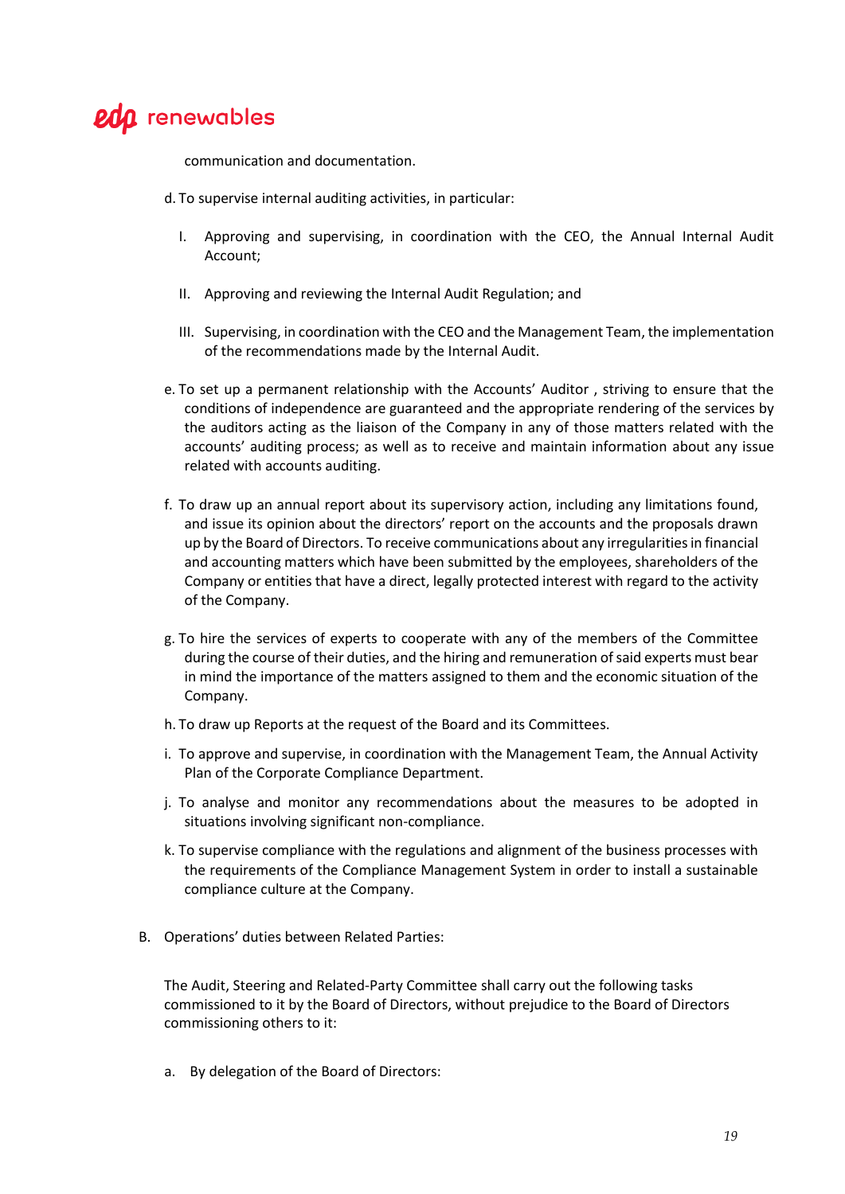communication and documentation.

d. To supervise internal auditing activities, in particular:

   I. Approving and supervising, in coordination with the CEO, the Annual Internal Audit Account;

   II. Approving and reviewing the Internal Audit Regulation; and

   III. Supervising, in coordination with the CEO and the Management Team, the implementation of the recommendations made by the Internal Audit.

e. To set up a permanent relationship with the Accounts' Auditor , striving to ensure that the conditions of independence are guaranteed and the appropriate rendering of the services by the auditors acting as the liaison of the Company in any of those matters related with the accounts' auditing process; as well as to receive and maintain information about any issue related with accounts auditing.

f. To draw up an annual report about its supervisory action, including any limitations found, and issue its opinion about the directors' report on the accounts and the proposals drawn up by the Board of Directors. To receive communications about any irregularities in financial and accounting matters which have been submitted by the employees, shareholders of the Company or entities that have a direct, legally protected interest with regard to the activity of the Company.

g. To hire the services of experts to cooperate with any of the members of the Committee during the course of their duties, and the hiring and remuneration of said experts must bear in mind the importance of the matters assigned to them and the economic situation of the Company.

h. To draw up Reports at the request of the Board and its Committees.

i. To approve and supervise, in coordination with the Management Team, the Annual Activity Plan of the Corporate Compliance Department.

j. To analyse and monitor any recommendations about the measures to be adopted in situations involving significant non-compliance.

k. To supervise compliance with the regulations and alignment of the business processes with the requirements of the Compliance Management System in order to install a sustainable compliance culture at the Company.

B. Operations' duties between Related Parties:

The Audit, Steering and Related-Party Committee shall carry out the following tasks commissioned to it by the Board of Directors, without prejudice to the Board of Directors commissioning others to it:

a. By delegation of the Board of Directors: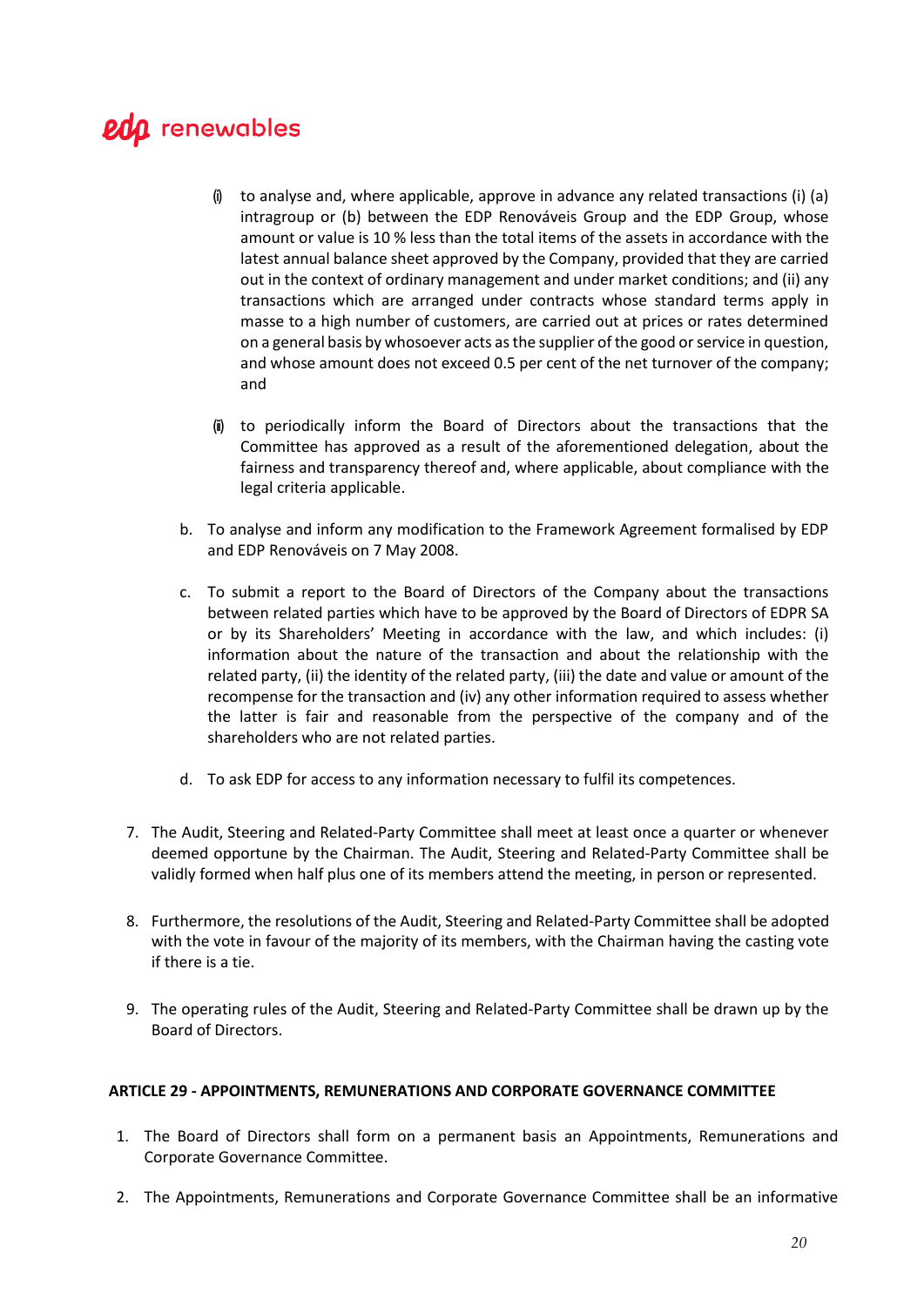(i) to analyse and, where applicable, approve in advance any related transactions (i) (a) intragroup or (b) between the EDP Renováveis Group and the EDP Group, whose amount or value is 10 % less than the total items of the assets in accordance with the latest annual balance sheet approved by the Company, provided that they are carried out in the context of ordinary management and under market conditions; and (ii) any transactions which are arranged under contracts whose standard terms apply in masse to a high number of customers, are carried out at prices or rates determined on a general basis by whosoever acts as the supplier of the good or service in question, and whose amount does not exceed 0.5 per cent of the net turnover of the company; and

(ii) to periodically inform the Board of Directors about the transactions that the Committee has approved as a result of the aforementioned delegation, about the fairness and transparency thereof and, where applicable, about compliance with the legal criteria applicable.

b. To analyse and inform any modification to the Framework Agreement formalised by EDP and EDP Renováveis on 7 May 2008.

c. To submit a report to the Board of Directors of the Company about the transactions between related parties which have to be approved by the Board of Directors of EDPR SA or by its Shareholders' Meeting in accordance with the law, and which includes: (i) information about the nature of the transaction and about the relationship with the related party, (ii) the identity of the related party, (iii) the date and value or amount of the recompense for the transaction and (iv) any other information required to assess whether the latter is fair and reasonable from the perspective of the company and of the shareholders who are not related parties.

d. To ask EDP for access to any information necessary to fulfil its competences.

7. The Audit, Steering and Related-Party Committee shall meet at least once a quarter or whenever deemed opportune by the Chairman. The Audit, Steering and Related-Party Committee shall be validly formed when half plus one of its members attend the meeting, in person or represented.

8. Furthermore, the resolutions of the Audit, Steering and Related-Party Committee shall be adopted with the vote in favour of the majority of its members, with the Chairman having the casting vote if there is a tie.

9. The operating rules of the Audit, Steering and Related-Party Committee shall be drawn up by the Board of Directors.

**ARTICLE 29 - APPOINTMENTS, REMUNERATIONS AND CORPORATE GOVERNANCE COMMITTEE**

1. The Board of Directors shall form on a permanent basis an Appointments, Remunerations and Corporate Governance Committee.

2. The Appointments, Remunerations and Corporate Governance Committee shall be an informative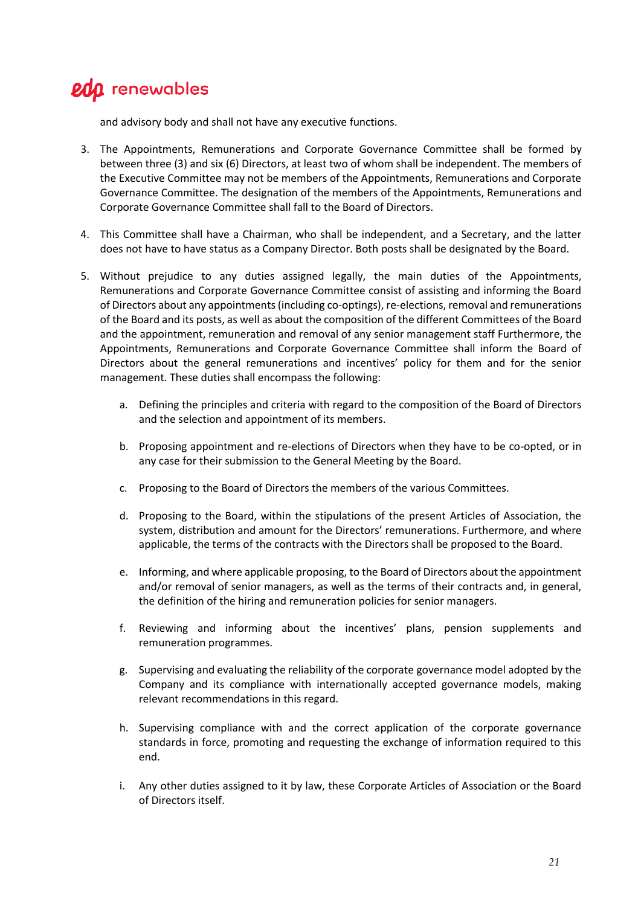and advisory body and shall not have any executive functions.

3. The Appointments, Remunerations and Corporate Governance Committee shall be formed by between three (3) and six (6) Directors, at least two of whom shall be independent. The members of the Executive Committee may not be members of the Appointments, Remunerations and Corporate Governance Committee. The designation of the members of the Appointments, Remunerations and Corporate Governance Committee shall fall to the Board of Directors.

4. This Committee shall have a Chairman, who shall be independent, and a Secretary, and the latter does not have to have status as a Company Director. Both posts shall be designated by the Board.

5. Without prejudice to any duties assigned legally, the main duties of the Appointments, Remunerations and Corporate Governance Committee consist of assisting and informing the Board of Directors about any appointments (including co-optings), re-elections, removal and remunerations of the Board and its posts, as well as about the composition of the different Committees of the Board and the appointment, remuneration and removal of any senior management staff Furthermore, the Appointments, Remunerations and Corporate Governance Committee shall inform the Board of Directors about the general remunerations and incentives' policy for them and for the senior management. These duties shall encompass the following:

   a. Defining the principles and criteria with regard to the composition of the Board of Directors and the selection and appointment of its members.

   b. Proposing appointment and re-elections of Directors when they have to be co-opted, or in any case for their submission to the General Meeting by the Board.

   c. Proposing to the Board of Directors the members of the various Committees.

   d. Proposing to the Board, within the stipulations of the present Articles of Association, the system, distribution and amount for the Directors' remunerations. Furthermore, and where applicable, the terms of the contracts with the Directors shall be proposed to the Board.

   e. Informing, and where applicable proposing, to the Board of Directors about the appointment and/or removal of senior managers, as well as the terms of their contracts and, in general, the definition of the hiring and remuneration policies for senior managers.

   f. Reviewing and informing about the incentives' plans, pension supplements and remuneration programmes.

   g. Supervising and evaluating the reliability of the corporate governance model adopted by the Company and its compliance with internationally accepted governance models, making relevant recommendations in this regard.

   h. Supervising compliance with and the correct application of the corporate governance standards in force, promoting and requesting the exchange of information required to this end.

   i. Any other duties assigned to it by law, these Corporate Articles of Association or the Board of Directors itself.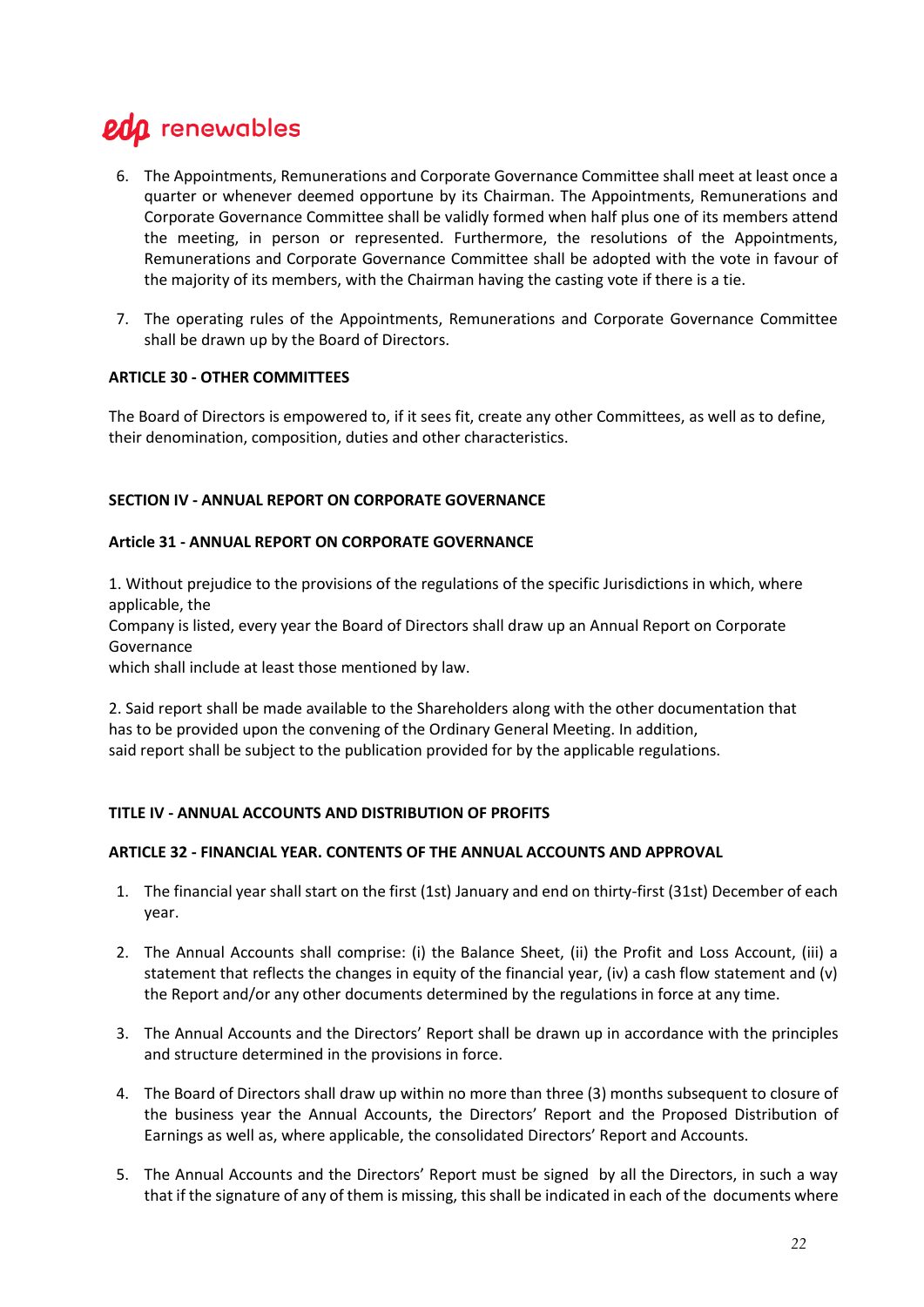6. The Appointments, Remunerations and Corporate Governance Committee shall meet at least once a quarter or whenever deemed opportune by its Chairman. The Appointments, Remunerations and Corporate Governance Committee shall be validly formed when half plus one of its members attend the meeting, in person or represented. Furthermore, the resolutions of the Appointments, Remunerations and Corporate Governance Committee shall be adopted with the vote in favour of the majority of its members, with the Chairman having the casting vote if there is a tie.

7. The operating rules of the Appointments, Remunerations and Corporate Governance Committee shall be drawn up by the Board of Directors.

**ARTICLE 30 - OTHER COMMITTEES**

The Board of Directors is empowered to, if it sees fit, create any other Committees, as well as to define, their denomination, composition, duties and other characteristics.

**SECTION IV - ANNUAL REPORT ON CORPORATE GOVERNANCE**

**Article 31 - ANNUAL REPORT ON CORPORATE GOVERNANCE**

1. Without prejudice to the provisions of the regulations of the specific Jurisdictions in which, where applicable, the Company is listed, every year the Board of Directors shall draw up an Annual Report on Corporate Governance which shall include at least those mentioned by law.

2. Said report shall be made available to the Shareholders along with the other documentation that has to be provided upon the convening of the Ordinary General Meeting. In addition, said report shall be subject to the publication provided for by the applicable regulations.

**TITLE IV - ANNUAL ACCOUNTS AND DISTRIBUTION OF PROFITS**

**ARTICLE 32 - FINANCIAL YEAR. CONTENTS OF THE ANNUAL ACCOUNTS AND APPROVAL**

1. The financial year shall start on the first (1st) January and end on thirty-first (31st) December of each year.

2. The Annual Accounts shall comprise: (i) the Balance Sheet, (ii) the Profit and Loss Account, (iii) a statement that reflects the changes in equity of the financial year, (iv) a cash flow statement and (v) the Report and/or any other documents determined by the regulations in force at any time.

3. The Annual Accounts and the Directors' Report shall be drawn up in accordance with the principles and structure determined in the provisions in force.

4. The Board of Directors shall draw up within no more than three (3) months subsequent to closure of the business year the Annual Accounts, the Directors' Report and the Proposed Distribution of Earnings as well as, where applicable, the consolidated Directors' Report and Accounts.

5. The Annual Accounts and the Directors' Report must be signed by all the Directors, in such a way that if the signature of any of them is missing, this shall be indicated in each of the documents where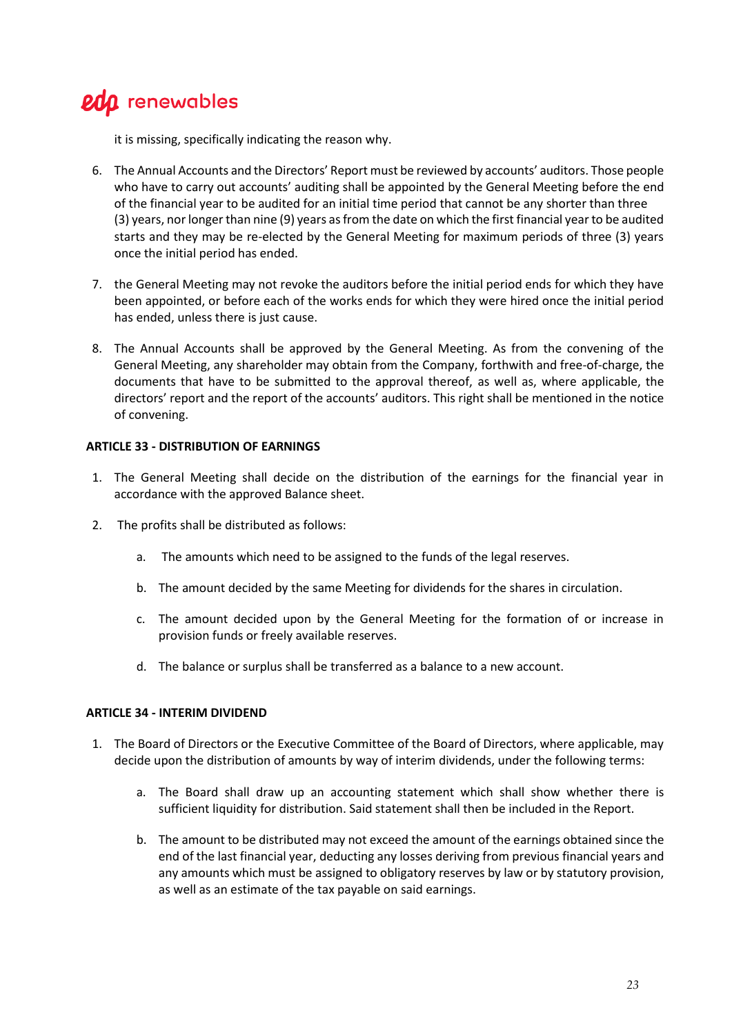it is missing, specifically indicating the reason why.

6. The Annual Accounts and the Directors' Report must be reviewed by accounts' auditors. Those people who have to carry out accounts' auditing shall be appointed by the General Meeting before the end of the financial year to be audited for an initial time period that cannot be any shorter than three (3) years, nor longer than nine (9) years as from the date on which the first financial year to be audited starts and they may be re-elected by the General Meeting for maximum periods of three (3) years once the initial period has ended.

7. the General Meeting may not revoke the auditors before the initial period ends for which they have been appointed, or before each of the works ends for which they were hired once the initial period has ended, unless there is just cause.

8. The Annual Accounts shall be approved by the General Meeting. As from the convening of the General Meeting, any shareholder may obtain from the Company, forthwith and free-of-charge, the documents that have to be submitted to the approval thereof, as well as, where applicable, the directors' report and the report of the accounts' auditors. This right shall be mentioned in the notice of convening.

**ARTICLE 33 - DISTRIBUTION OF EARNINGS**

1. The General Meeting shall decide on the distribution of the earnings for the financial year in accordance with the approved Balance sheet.

2. The profits shall be distributed as follows:

    a. The amounts which need to be assigned to the funds of the legal reserves.

    b. The amount decided by the same Meeting for dividends for the shares in circulation.

    c. The amount decided upon by the General Meeting for the formation of or increase in provision funds or freely available reserves.

    d. The balance or surplus shall be transferred as a balance to a new account.

**ARTICLE 34 - INTERIM DIVIDEND**

1. The Board of Directors or the Executive Committee of the Board of Directors, where applicable, may decide upon the distribution of amounts by way of interim dividends, under the following terms:

    a. The Board shall draw up an accounting statement which shall show whether there is sufficient liquidity for distribution. Said statement shall then be included in the Report.

    b. The amount to be distributed may not exceed the amount of the earnings obtained since the end of the last financial year, deducting any losses deriving from previous financial years and any amounts which must be assigned to obligatory reserves by law or by statutory provision, as well as an estimate of the tax payable on said earnings.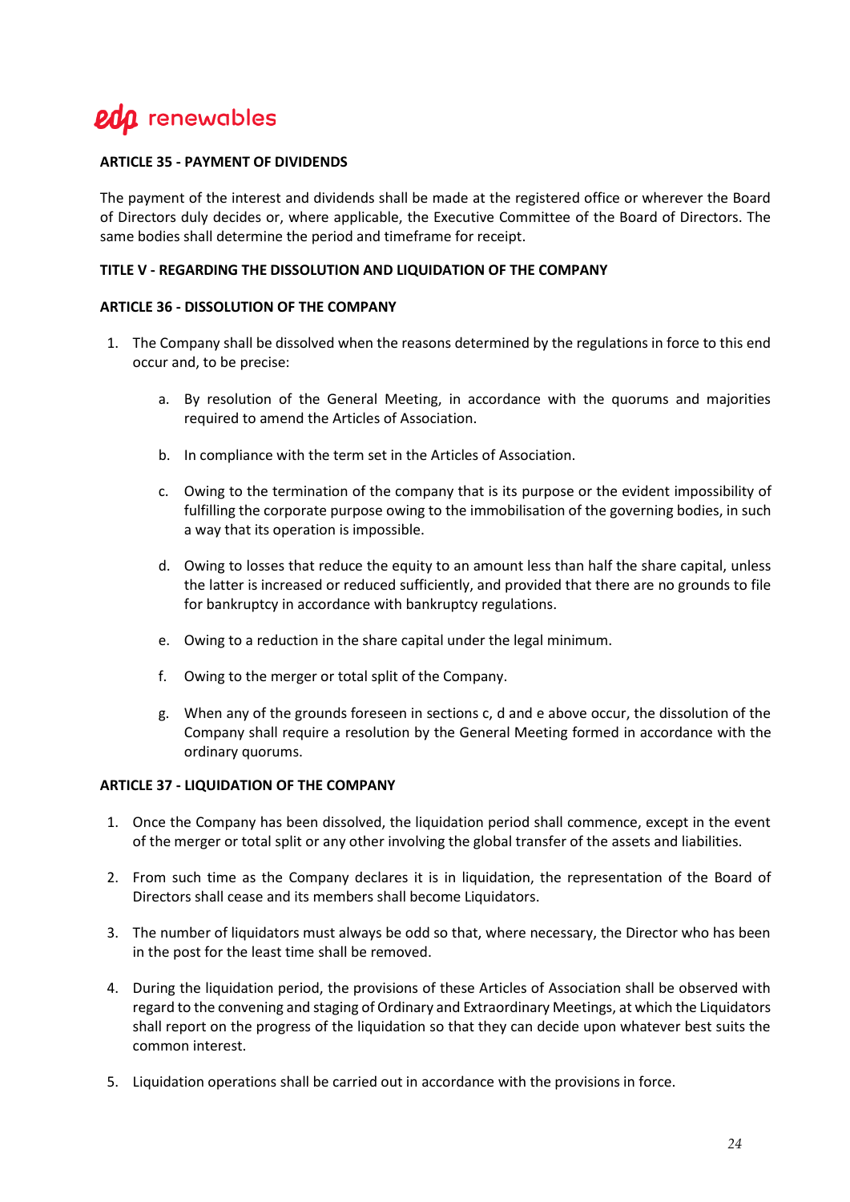**ARTICLE 35 - PAYMENT OF DIVIDENDS**

The payment of the interest and dividends shall be made at the registered office or wherever the Board of Directors duly decides or, where applicable, the Executive Committee of the Board of Directors. The same bodies shall determine the period and timeframe for receipt.

**TITLE V - REGARDING THE DISSOLUTION AND LIQUIDATION OF THE COMPANY**

**ARTICLE 36 - DISSOLUTION OF THE COMPANY**

1. The Company shall be dissolved when the reasons determined by the regulations in force to this end occur and, to be precise:

    a. By resolution of the General Meeting, in accordance with the quorums and majorities required to amend the Articles of Association.

    b. In compliance with the term set in the Articles of Association.

    c. Owing to the termination of the company that is its purpose or the evident impossibility of fulfilling the corporate purpose owing to the immobilisation of the governing bodies, in such a way that its operation is impossible.

    d. Owing to losses that reduce the equity to an amount less than half the share capital, unless the latter is increased or reduced sufficiently, and provided that there are no grounds to file for bankruptcy in accordance with bankruptcy regulations.

    e. Owing to a reduction in the share capital under the legal minimum.

    f. Owing to the merger or total split of the Company.

    g. When any of the grounds foreseen in sections c, d and e above occur, the dissolution of the Company shall require a resolution by the General Meeting formed in accordance with the ordinary quorums.

**ARTICLE 37 - LIQUIDATION OF THE COMPANY**

1. Once the Company has been dissolved, the liquidation period shall commence, except in the event of the merger or total split or any other involving the global transfer of the assets and liabilities.

2. From such time as the Company declares it is in liquidation, the representation of the Board of Directors shall cease and its members shall become Liquidators.

3. The number of liquidators must always be odd so that, where necessary, the Director who has been in the post for the least time shall be removed.

4. During the liquidation period, the provisions of these Articles of Association shall be observed with regard to the convening and staging of Ordinary and Extraordinary Meetings, at which the Liquidators shall report on the progress of the liquidation so that they can decide upon whatever best suits the common interest.

5. Liquidation operations shall be carried out in accordance with the provisions in force.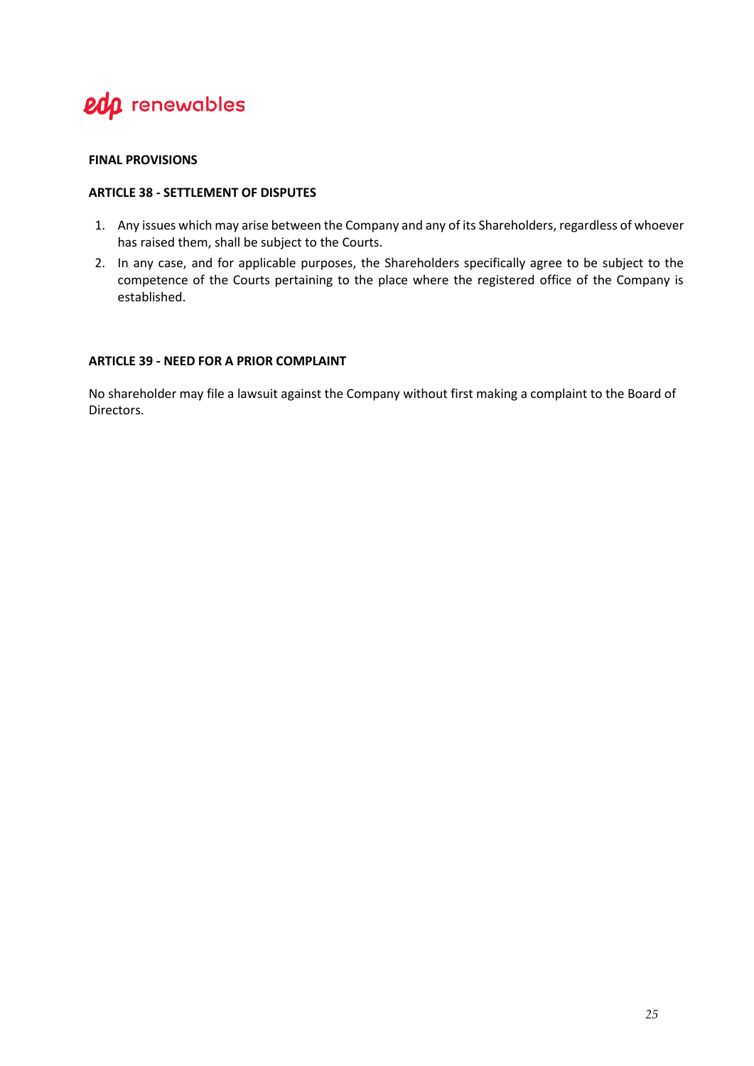**FINAL PROVISIONS**

**ARTICLE 38 - SETTLEMENT OF DISPUTES**

1. Any issues which may arise between the Company and any of its Shareholders, regardless of whoever has raised them, shall be subject to the Courts.
2. In any case, and for applicable purposes, the Shareholders specifically agree to be subject to the competence of the Courts pertaining to the place where the registered office of the Company is established.

**ARTICLE 39 - NEED FOR A PRIOR COMPLAINT**

No shareholder may file a lawsuit against the Company without first making a complaint to the Board of Directors.